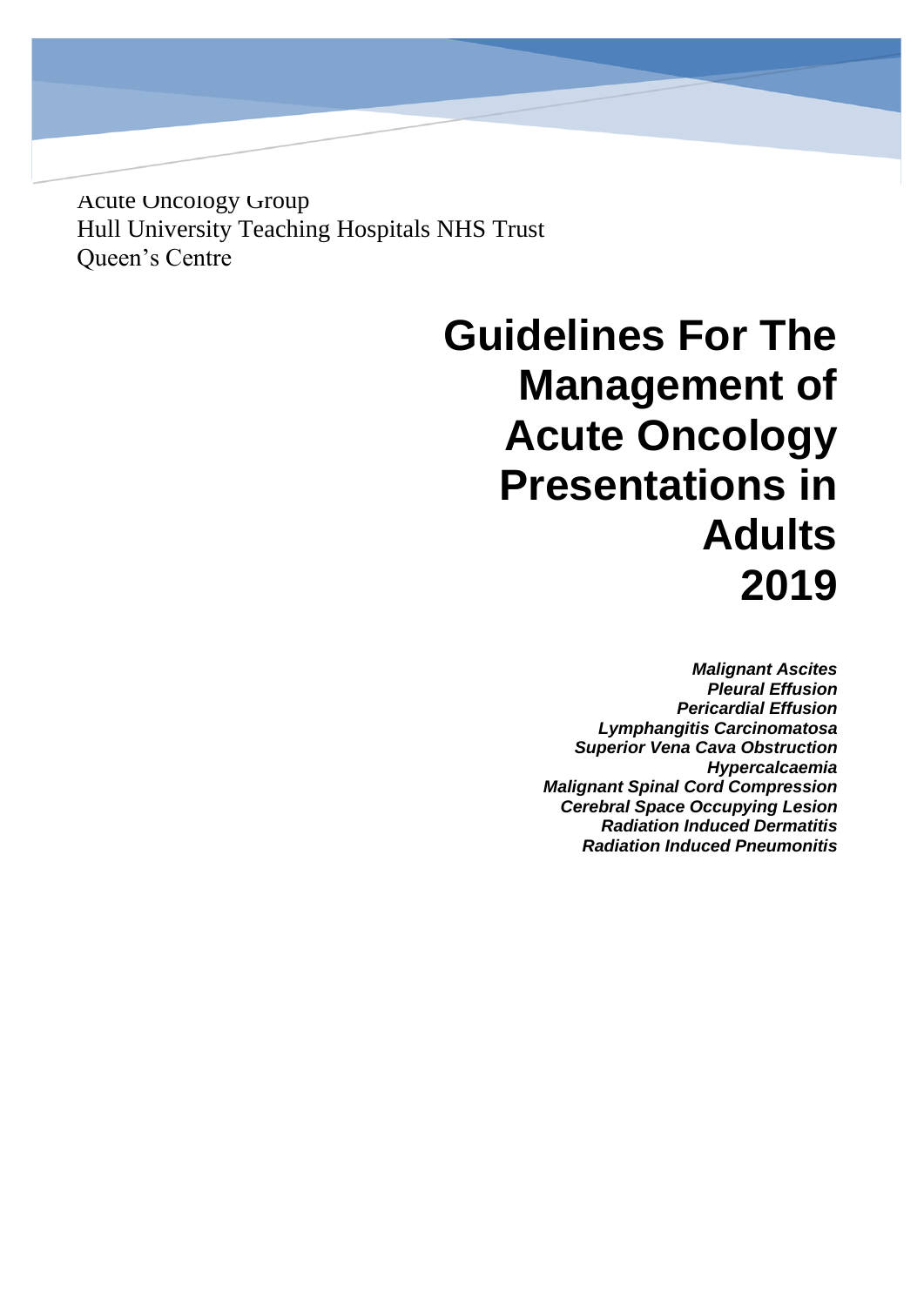Acute Oncology Group
Hull University Teaching Hospitals NHS Trust
Queen's Centre

# Guidelines For The Management of Acute Oncology Presentations in Adults 2019

***Malignant Ascites***
***Pleural Effusion***
***Pericardial Effusion***
***Lymphangitis Carcinomatosa***
***Superior Vena Cava Obstruction***
***Hypercalcaemia***
***Malignant Spinal Cord Compression***
***Cerebral Space Occupying Lesion***
***Radiation Induced Dermatitis***
***Radiation Induced Pneumonitis***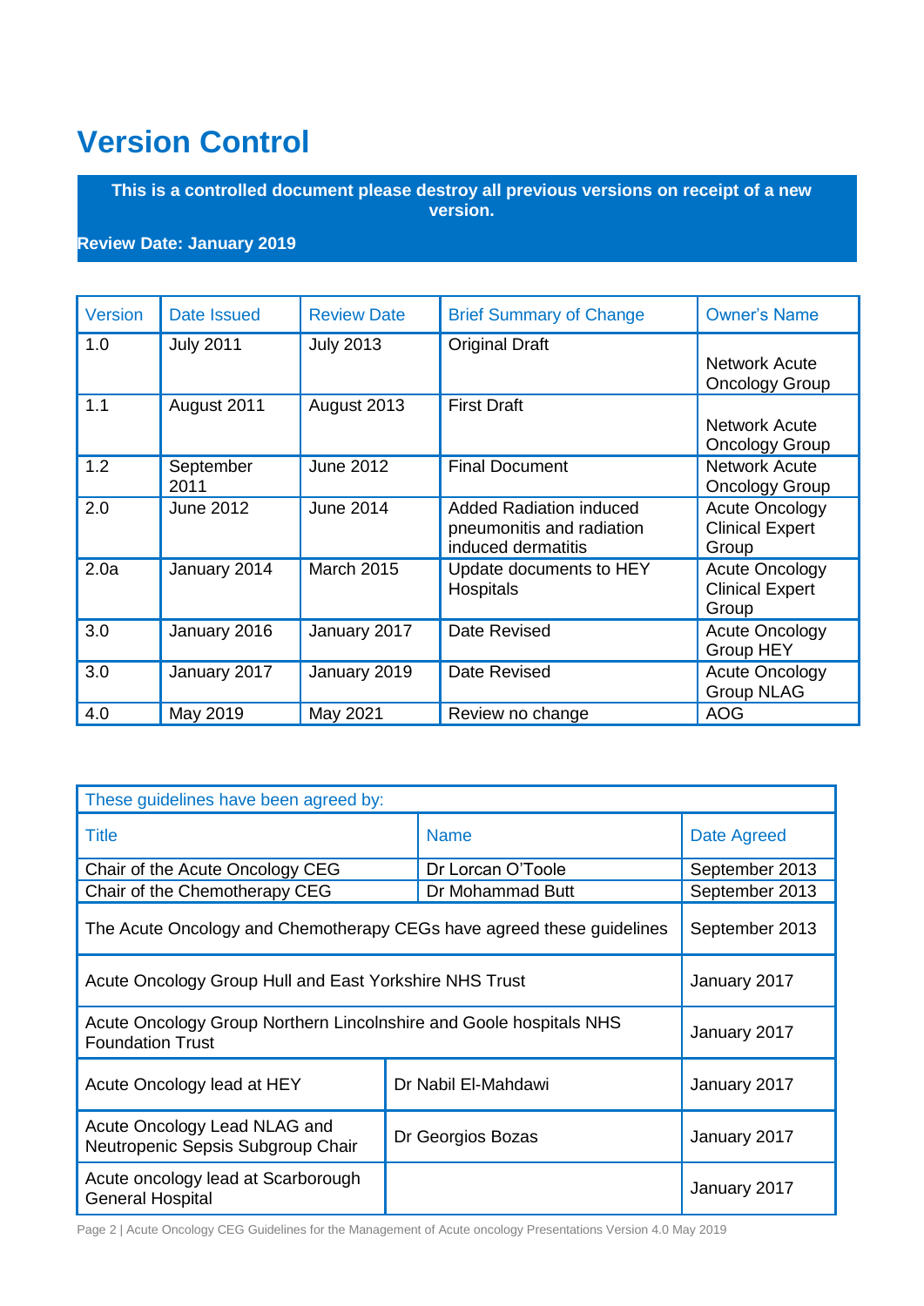# Version Control

**This is a controlled document please destroy all previous versions on receipt of a new version.**

**Review Date: January 2019**

| Version | Date Issued | Review Date | Brief Summary of Change | Owner's Name |
|---|---|---|---|---|
| 1.0 | July 2011 | July 2013 | Original Draft | Network Acute Oncology Group |
| 1.1 | August 2011 | August 2013 | First Draft | Network Acute Oncology Group |
| 1.2 | September 2011 | June 2012 | Final Document | Network Acute Oncology Group |
| 2.0 | June 2012 | June 2014 | Added Radiation induced pneumonitis and radiation induced dermatitis | Acute Oncology Clinical Expert Group |
| 2.0a | January 2014 | March 2015 | Update documents to HEY Hospitals | Acute Oncology Clinical Expert Group |
| 3.0 | January 2016 | January 2017 | Date Revised | Acute Oncology Group HEY |
| 3.0 | January 2017 | January 2019 | Date Revised | Acute Oncology Group NLAG |
| 4.0 | May 2019 | May 2021 | Review no change | AOG |

| These guidelines have been agreed by: | | |
|---|---|---|
| Title | Name | Date Agreed |
| Chair of the Acute Oncology CEG | Dr Lorcan O'Toole | September 2013 |
| Chair of the Chemotherapy CEG | Dr Mohammad Butt | September 2013 |
| The Acute Oncology and Chemotherapy CEGs have agreed these guidelines | | September 2013 |
| Acute Oncology Group Hull and East Yorkshire NHS Trust | | January 2017 |
| Acute Oncology Group Northern Lincolnshire and Goole hospitals NHS Foundation Trust | | January 2017 |
| Acute Oncology lead at HEY | Dr Nabil El-Mahdawi | January 2017 |
| Acute Oncology Lead NLAG and Neutropenic Sepsis Subgroup Chair | Dr Georgios Bozas | January 2017 |
| Acute oncology lead at Scarborough General Hospital | | January 2017 |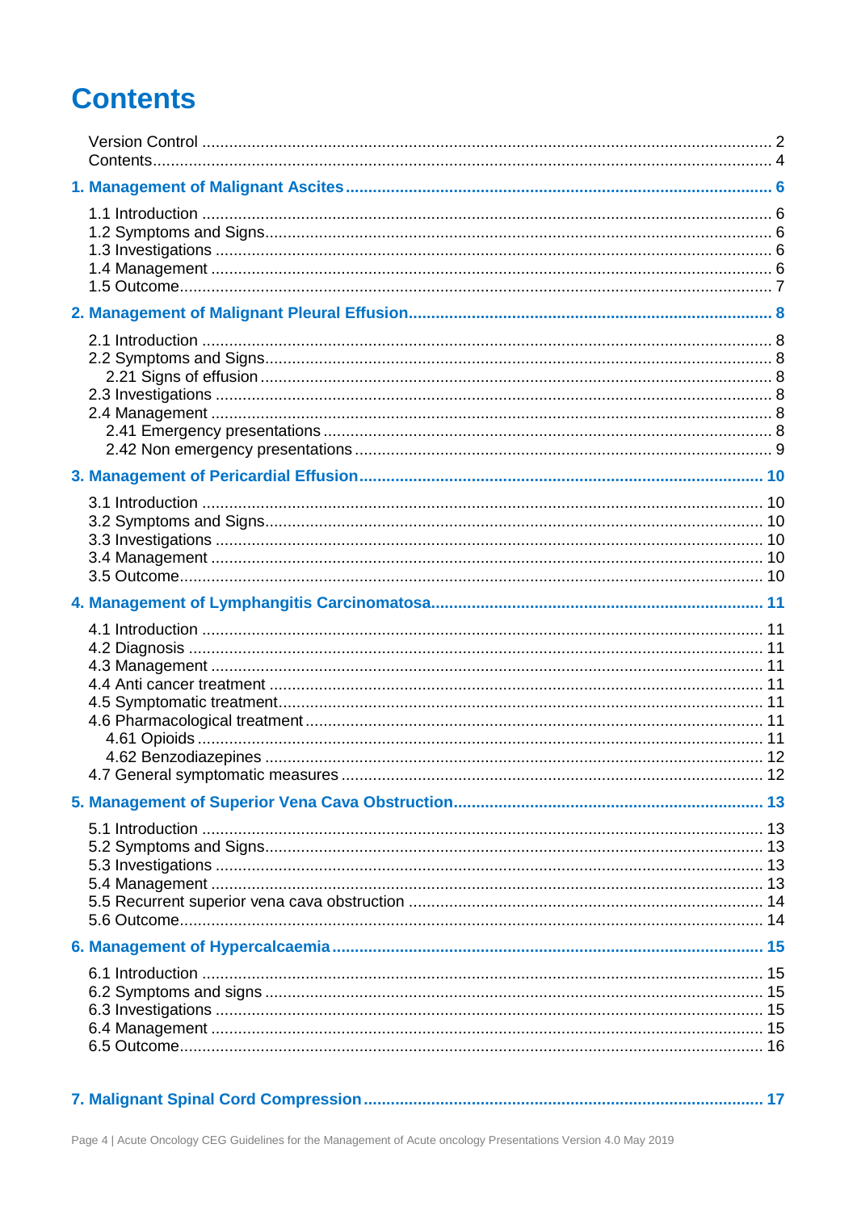# Contents

Version Control ..... 2
Contents ..... 4

**1. Management of Malignant Ascites ..... 6**

1.1 Introduction ..... 6
1.2 Symptoms and Signs ..... 6
1.3 Investigations ..... 6
1.4 Management ..... 6
1.5 Outcome ..... 7

**2. Management of Malignant Pleural Effusion ..... 8**

2.1 Introduction ..... 8
2.2 Symptoms and Signs ..... 8
2.21 Signs of effusion ..... 8
2.3 Investigations ..... 8
2.4 Management ..... 8
2.41 Emergency presentations ..... 8
2.42 Non emergency presentations ..... 9

**3. Management of Pericardial Effusion ..... 10**

3.1 Introduction ..... 10
3.2 Symptoms and Signs ..... 10
3.3 Investigations ..... 10
3.4 Management ..... 10
3.5 Outcome ..... 10

**4. Management of Lymphangitis Carcinomatosa ..... 11**

4.1 Introduction ..... 11
4.2 Diagnosis ..... 11
4.3 Management ..... 11
4.4 Anti cancer treatment ..... 11
4.5 Symptomatic treatment ..... 11
4.6 Pharmacological treatment ..... 11
4.61 Opioids ..... 11
4.62 Benzodiazepines ..... 12
4.7 General symptomatic measures ..... 12

**5. Management of Superior Vena Cava Obstruction ..... 13**

5.1 Introduction ..... 13
5.2 Symptoms and Signs ..... 13
5.3 Investigations ..... 13
5.4 Management ..... 13
5.5 Recurrent superior vena cava obstruction ..... 14
5.6 Outcome ..... 14

**6. Management of Hypercalcaemia ..... 15**

6.1 Introduction ..... 15
6.2 Symptoms and signs ..... 15
6.3 Investigations ..... 15
6.4 Management ..... 15
6.5 Outcome ..... 16

**7. Malignant Spinal Cord Compression ..... 17**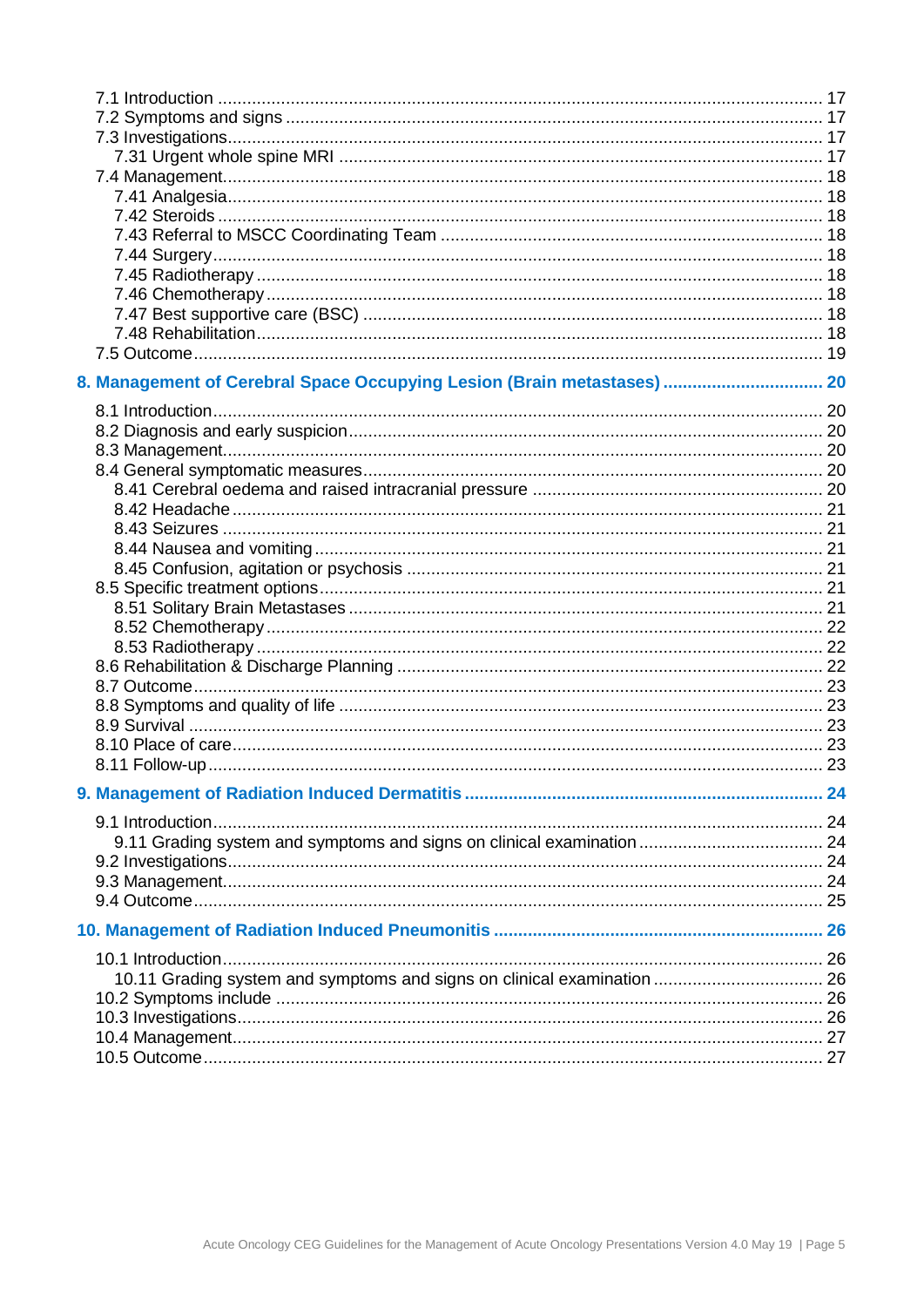7.1 Introduction ... 17
7.2 Symptoms and signs ... 17
7.3 Investigations ... 17
 7.31 Urgent whole spine MRI ... 17
7.4 Management ... 18
 7.41 Analgesia ... 18
 7.42 Steroids ... 18
 7.43 Referral to MSCC Coordinating Team ... 18
 7.44 Surgery ... 18
 7.45 Radiotherapy ... 18
 7.46 Chemotherapy ... 18
 7.47 Best supportive care (BSC) ... 18
 7.48 Rehabilitation ... 18
7.5 Outcome ... 19

**8. Management of Cerebral Space Occupying Lesion (Brain metastases) ... 20**

8.1 Introduction ... 20
8.2 Diagnosis and early suspicion ... 20
8.3 Management ... 20
8.4 General symptomatic measures ... 20
 8.41 Cerebral oedema and raised intracranial pressure ... 20
 8.42 Headache ... 21
 8.43 Seizures ... 21
 8.44 Nausea and vomiting ... 21
 8.45 Confusion, agitation or psychosis ... 21
8.5 Specific treatment options ... 21
 8.51 Solitary Brain Metastases ... 21
 8.52 Chemotherapy ... 22
 8.53 Radiotherapy ... 22
8.6 Rehabilitation & Discharge Planning ... 22
8.7 Outcome ... 23
8.8 Symptoms and quality of life ... 23
8.9 Survival ... 23
8.10 Place of care ... 23
8.11 Follow-up ... 23

**9. Management of Radiation Induced Dermatitis ... 24**

9.1 Introduction ... 24
 9.11 Grading system and symptoms and signs on clinical examination ... 24
9.2 Investigations ... 24
9.3 Management ... 24
9.4 Outcome ... 25

**10. Management of Radiation Induced Pneumonitis ... 26**

10.1 Introduction ... 26
 10.11 Grading system and symptoms and signs on clinical examination ... 26
10.2 Symptoms include ... 26
10.3 Investigations ... 26
10.4 Management ... 27
10.5 Outcome ... 27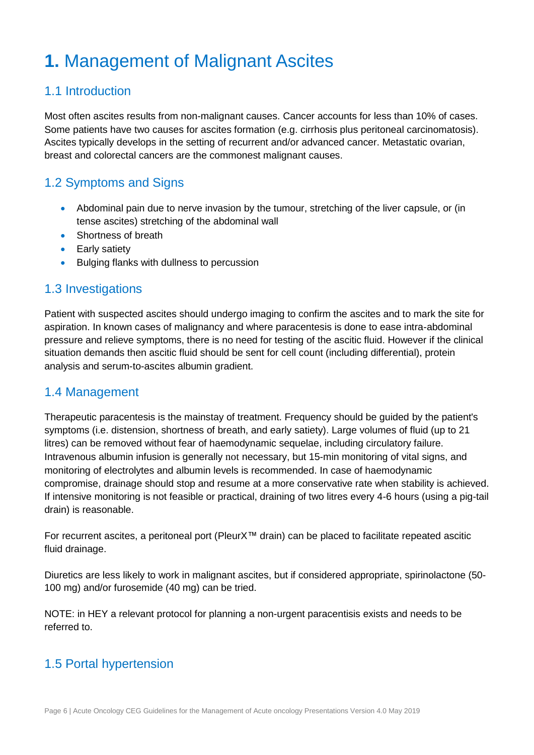# **1.** Management of Malignant Ascites

## 1.1 Introduction

Most often ascites results from non-malignant causes. Cancer accounts for less than 10% of cases. Some patients have two causes for ascites formation (e.g. cirrhosis plus peritoneal carcinomatosis). Ascites typically develops in the setting of recurrent and/or advanced cancer. Metastatic ovarian, breast and colorectal cancers are the commonest malignant causes.

## 1.2 Symptoms and Signs

- Abdominal pain due to nerve invasion by the tumour, stretching of the liver capsule, or (in tense ascites) stretching of the abdominal wall
- Shortness of breath
- Early satiety
- Bulging flanks with dullness to percussion

## 1.3 Investigations

Patient with suspected ascites should undergo imaging to confirm the ascites and to mark the site for aspiration. In known cases of malignancy and where paracentesis is done to ease intra-abdominal pressure and relieve symptoms, there is no need for testing of the ascitic fluid. However if the clinical situation demands then ascitic fluid should be sent for cell count (including differential), protein analysis and serum-to-ascites albumin gradient.

## 1.4 Management

Therapeutic paracentesis is the mainstay of treatment. Frequency should be guided by the patient's symptoms (i.e. distension, shortness of breath, and early satiety). Large volumes of fluid (up to 21 litres) can be removed without fear of haemodynamic sequelae, including circulatory failure. Intravenous albumin infusion is generally not necessary, but 15-min monitoring of vital signs, and monitoring of electrolytes and albumin levels is recommended. In case of haemodynamic compromise, drainage should stop and resume at a more conservative rate when stability is achieved. If intensive monitoring is not feasible or practical, draining of two litres every 4-6 hours (using a pig-tail drain) is reasonable.

For recurrent ascites, a peritoneal port (PleurX™ drain) can be placed to facilitate repeated ascitic fluid drainage.

Diuretics are less likely to work in malignant ascites, but if considered appropriate, spirinolactone (50-100 mg) and/or furosemide (40 mg) can be tried.

NOTE: in HEY a relevant protocol for planning a non-urgent paracentisis exists and needs to be referred to.

## 1.5 Portal hypertension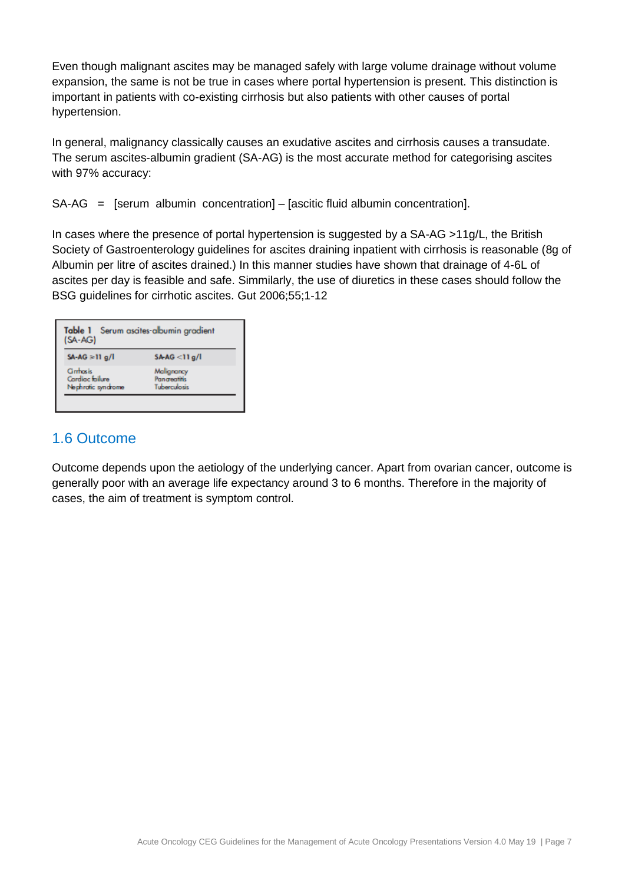Even though malignant ascites may be managed safely with large volume drainage without volume expansion, the same is not be true in cases where portal hypertension is present. This distinction is important in patients with co-existing cirrhosis but also patients with other causes of portal hypertension.

In general, malignancy classically causes an exudative ascites and cirrhosis causes a transudate. The serum ascites-albumin gradient (SA-AG) is the most accurate method for categorising ascites with 97% accuracy:

SA-AG = [serum albumin concentration] – [ascitic fluid albumin concentration].

In cases where the presence of portal hypertension is suggested by a SA-AG >11g/L, the British Society of Gastroenterology guidelines for ascites draining inpatient with cirrhosis is reasonable (8g of Albumin per litre of ascites drained.) In this manner studies have shown that drainage of 4-6L of ascites per day is feasible and safe. Simmilarly, the use of diuretics in these cases should follow the BSG guidelines for cirrhotic ascites. Gut 2006;55;1-12

**Table 1** Serum ascites-albumin gradient (SA-AG)

| SA-AG ≥11 g/l | SA-AG <11 g/l |
|---|---|
| Cirrhosis | Malignancy |
| Cardiac failure | Pancreatitis |
| Nephrotic syndrome | Tuberculosis |

## 1.6 Outcome

Outcome depends upon the aetiology of the underlying cancer. Apart from ovarian cancer, outcome is generally poor with an average life expectancy around 3 to 6 months. Therefore in the majority of cases, the aim of treatment is symptom control.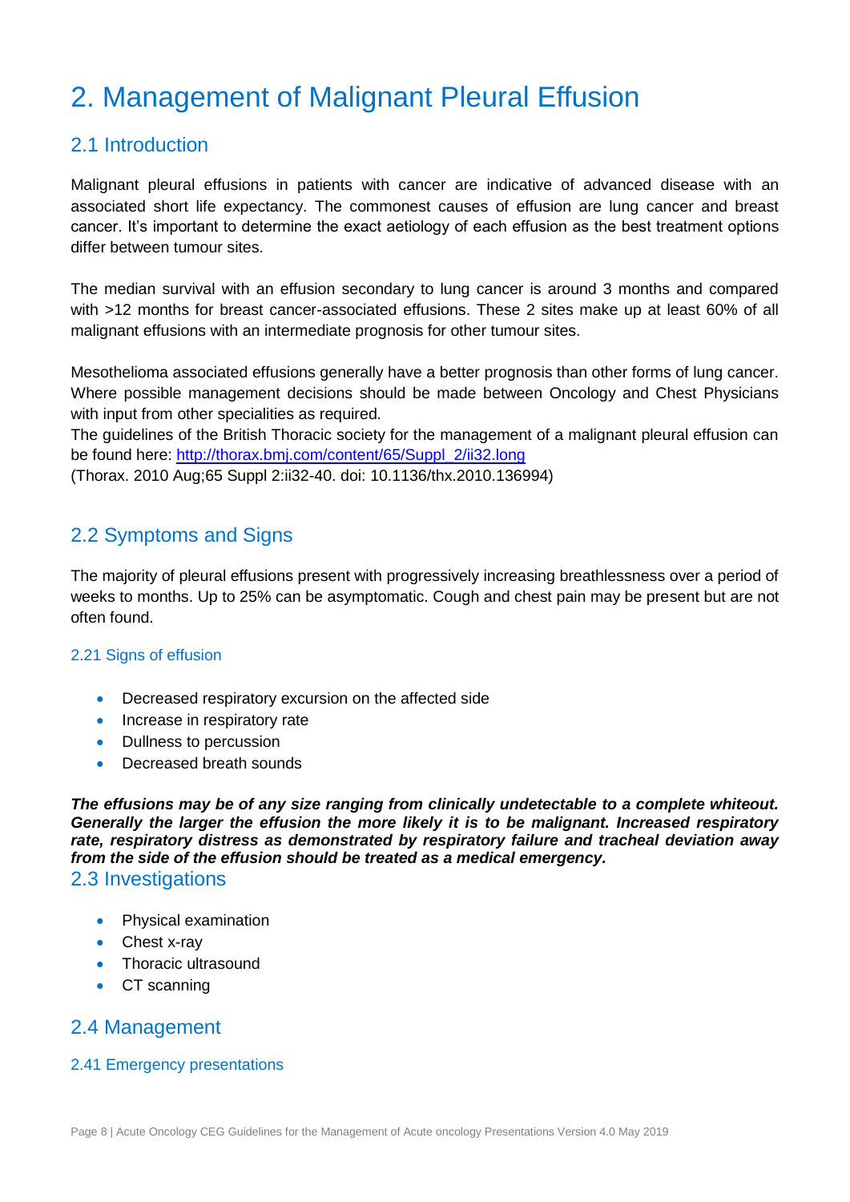# 2. Management of Malignant Pleural Effusion

## 2.1 Introduction

Malignant pleural effusions in patients with cancer are indicative of advanced disease with an associated short life expectancy. The commonest causes of effusion are lung cancer and breast cancer. It's important to determine the exact aetiology of each effusion as the best treatment options differ between tumour sites.

The median survival with an effusion secondary to lung cancer is around 3 months and compared with >12 months for breast cancer-associated effusions. These 2 sites make up at least 60% of all malignant effusions with an intermediate prognosis for other tumour sites.

Mesothelioma associated effusions generally have a better prognosis than other forms of lung cancer. Where possible management decisions should be made between Oncology and Chest Physicians with input from other specialities as required.

The guidelines of the British Thoracic society for the management of a malignant pleural effusion can be found here: [http://thorax.bmj.com/content/65/Suppl_2/ii32.long](http://thorax.bmj.com/content/65/Suppl_2/ii32.long)

(Thorax. 2010 Aug;65 Suppl 2:ii32-40. doi: 10.1136/thx.2010.136994)

## 2.2 Symptoms and Signs

The majority of pleural effusions present with progressively increasing breathlessness over a period of weeks to months. Up to 25% can be asymptomatic. Cough and chest pain may be present but are not often found.

### 2.21 Signs of effusion

- Decreased respiratory excursion on the affected side
- Increase in respiratory rate
- Dullness to percussion
- Decreased breath sounds

***The effusions may be of any size ranging from clinically undetectable to a complete whiteout. Generally the larger the effusion the more likely it is to be malignant. Increased respiratory rate, respiratory distress as demonstrated by respiratory failure and tracheal deviation away from the side of the effusion should be treated as a medical emergency.***

## 2.3 Investigations

- Physical examination
- Chest x-ray
- Thoracic ultrasound
- CT scanning

## 2.4 Management

### 2.41 Emergency presentations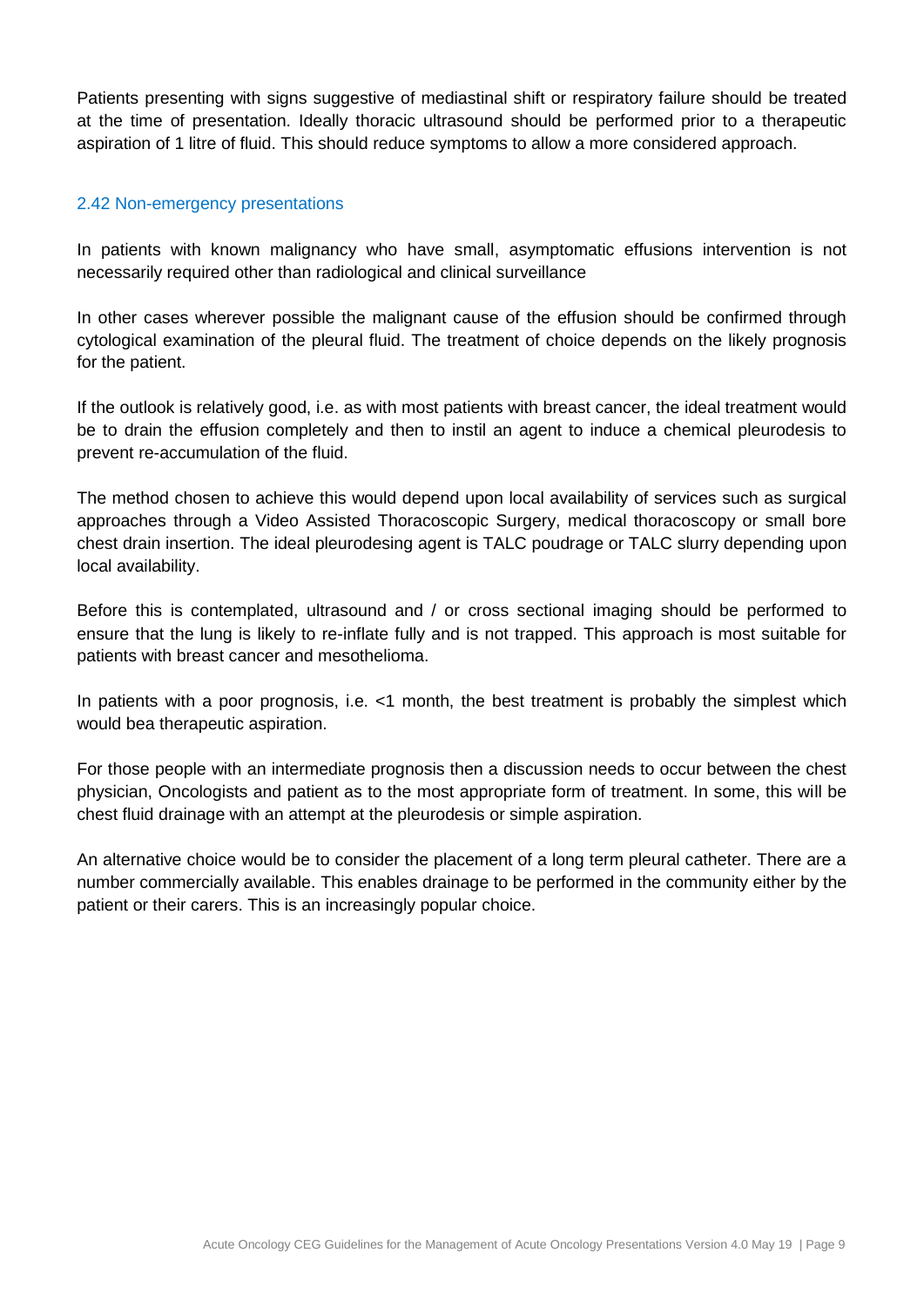Patients presenting with signs suggestive of mediastinal shift or respiratory failure should be treated at the time of presentation. Ideally thoracic ultrasound should be performed prior to a therapeutic aspiration of 1 litre of fluid. This should reduce symptoms to allow a more considered approach.

### 2.42 Non-emergency presentations

In patients with known malignancy who have small, asymptomatic effusions intervention is not necessarily required other than radiological and clinical surveillance

In other cases wherever possible the malignant cause of the effusion should be confirmed through cytological examination of the pleural fluid. The treatment of choice depends on the likely prognosis for the patient.

If the outlook is relatively good, i.e. as with most patients with breast cancer, the ideal treatment would be to drain the effusion completely and then to instil an agent to induce a chemical pleurodesis to prevent re-accumulation of the fluid.

The method chosen to achieve this would depend upon local availability of services such as surgical approaches through a Video Assisted Thoracoscopic Surgery, medical thoracoscopy or small bore chest drain insertion. The ideal pleurodesing agent is TALC poudrage or TALC slurry depending upon local availability.

Before this is contemplated, ultrasound and / or cross sectional imaging should be performed to ensure that the lung is likely to re-inflate fully and is not trapped. This approach is most suitable for patients with breast cancer and mesothelioma.

In patients with a poor prognosis, i.e. <1 month, the best treatment is probably the simplest which would bea therapeutic aspiration.

For those people with an intermediate prognosis then a discussion needs to occur between the chest physician, Oncologists and patient as to the most appropriate form of treatment. In some, this will be chest fluid drainage with an attempt at the pleurodesis or simple aspiration.

An alternative choice would be to consider the placement of a long term pleural catheter. There are a number commercially available. This enables drainage to be performed in the community either by the patient or their carers. This is an increasingly popular choice.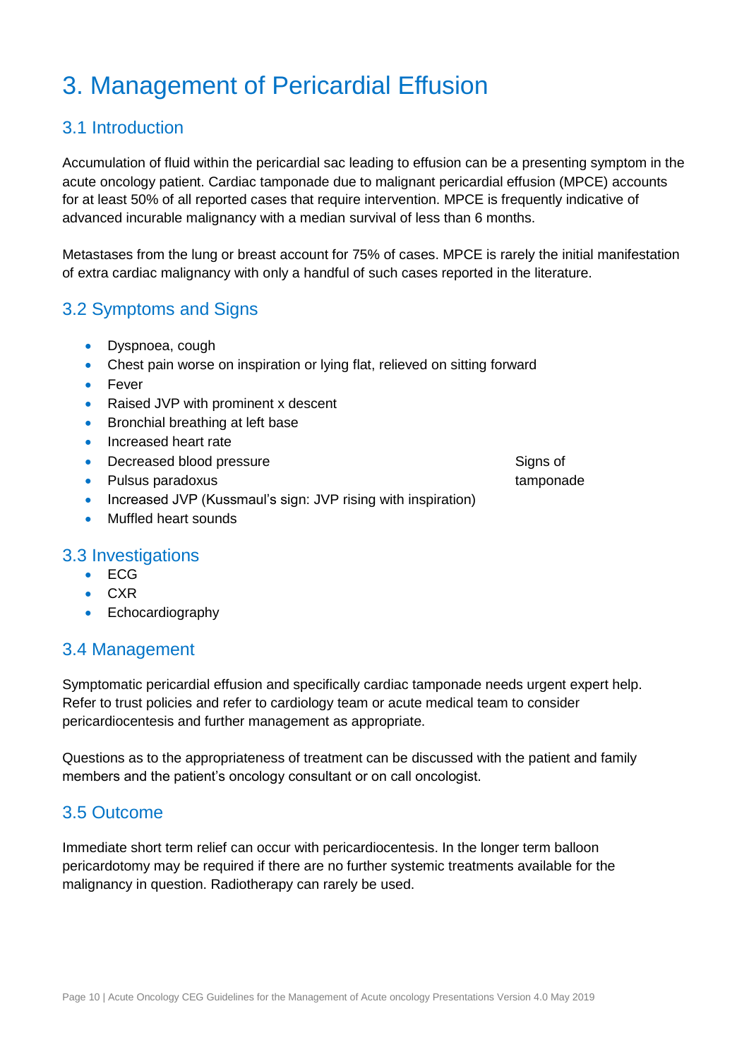# 3. Management of Pericardial Effusion

## 3.1 Introduction

Accumulation of fluid within the pericardial sac leading to effusion can be a presenting symptom in the acute oncology patient. Cardiac tamponade due to malignant pericardial effusion (MPCE) accounts for at least 50% of all reported cases that require intervention. MPCE is frequently indicative of advanced incurable malignancy with a median survival of less than 6 months.

Metastases from the lung or breast account for 75% of cases. MPCE is rarely the initial manifestation of extra cardiac malignancy with only a handful of such cases reported in the literature.

## 3.2 Symptoms and Signs

- Dyspnoea, cough
- Chest pain worse on inspiration or lying flat, relieved on sitting forward
- Fever
- Raised JVP with prominent x descent
- Bronchial breathing at left base
- Increased heart rate
- Decreased blood pressure
- Pulsus paradoxus
- Increased JVP (Kussmaul's sign: JVP rising with inspiration)
- Muffled heart sounds

Signs of tamponade

## 3.3 Investigations

- ECG
- CXR
- Echocardiography

## 3.4 Management

Symptomatic pericardial effusion and specifically cardiac tamponade needs urgent expert help. Refer to trust policies and refer to cardiology team or acute medical team to consider pericardiocentesis and further management as appropriate.

Questions as to the appropriateness of treatment can be discussed with the patient and family members and the patient's oncology consultant or on call oncologist.

## 3.5 Outcome

Immediate short term relief can occur with pericardiocentesis. In the longer term balloon pericardotomy may be required if there are no further systemic treatments available for the malignancy in question. Radiotherapy can rarely be used.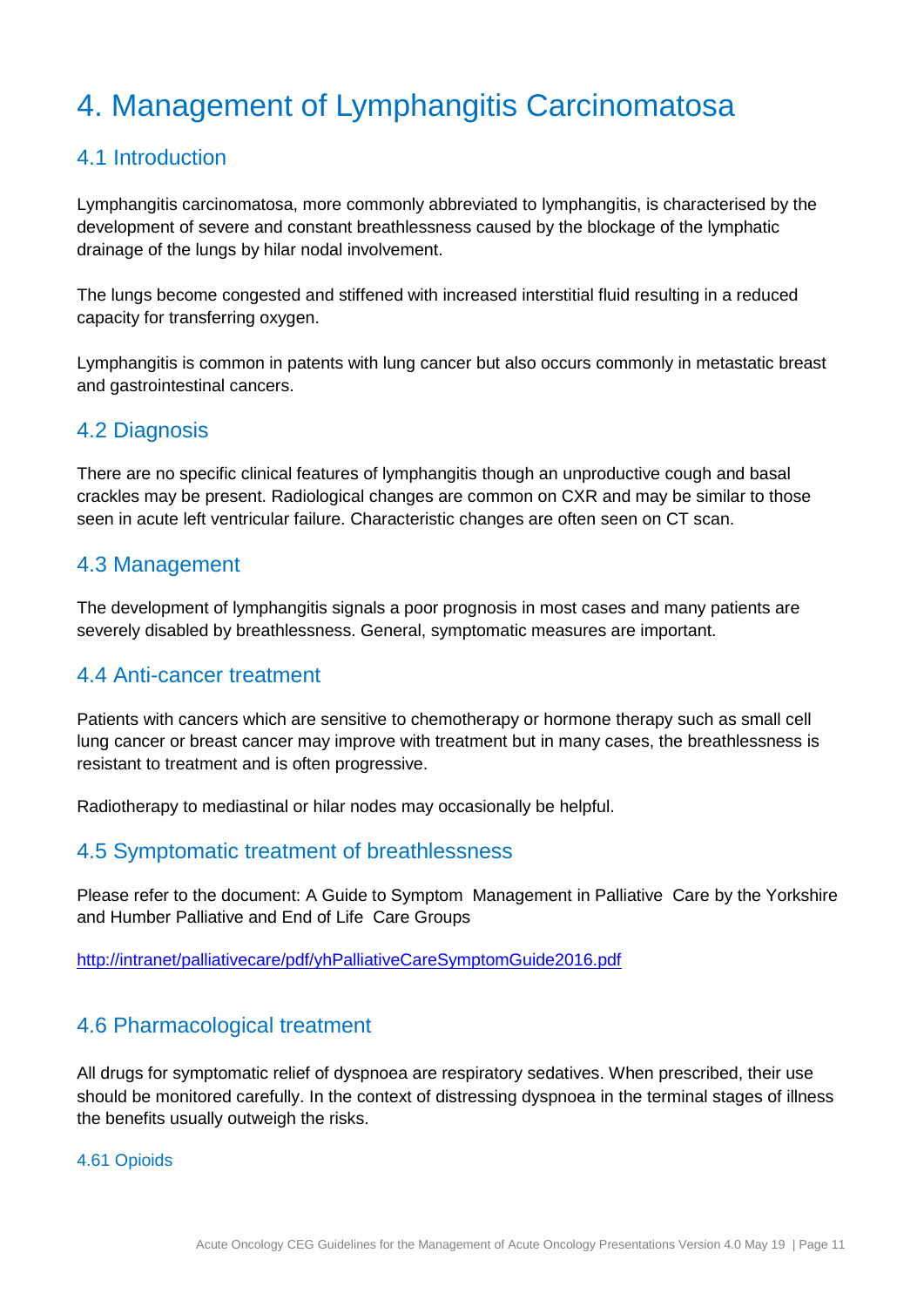# 4. Management of Lymphangitis Carcinomatosa

## 4.1 Introduction

Lymphangitis carcinomatosa, more commonly abbreviated to lymphangitis, is characterised by the development of severe and constant breathlessness caused by the blockage of the lymphatic drainage of the lungs by hilar nodal involvement.

The lungs become congested and stiffened with increased interstitial fluid resulting in a reduced capacity for transferring oxygen.

Lymphangitis is common in patents with lung cancer but also occurs commonly in metastatic breast and gastrointestinal cancers.

## 4.2 Diagnosis

There are no specific clinical features of lymphangitis though an unproductive cough and basal crackles may be present. Radiological changes are common on CXR and may be similar to those seen in acute left ventricular failure. Characteristic changes are often seen on CT scan.

## 4.3 Management

The development of lymphangitis signals a poor prognosis in most cases and many patients are severely disabled by breathlessness. General, symptomatic measures are important.

## 4.4 Anti-cancer treatment

Patients with cancers which are sensitive to chemotherapy or hormone therapy such as small cell lung cancer or breast cancer may improve with treatment but in many cases, the breathlessness is resistant to treatment and is often progressive.

Radiotherapy to mediastinal or hilar nodes may occasionally be helpful.

## 4.5 Symptomatic treatment of breathlessness

Please refer to the document: A Guide to Symptom Management in Palliative Care by the Yorkshire and Humber Palliative and End of Life Care Groups

http://intranet/palliativecare/pdf/yhPalliativeCareSymptomGuide2016.pdf

## 4.6 Pharmacological treatment

All drugs for symptomatic relief of dyspnoea are respiratory sedatives. When prescribed, their use should be monitored carefully. In the context of distressing dyspnoea in the terminal stages of illness the benefits usually outweigh the risks.

### 4.61 Opioids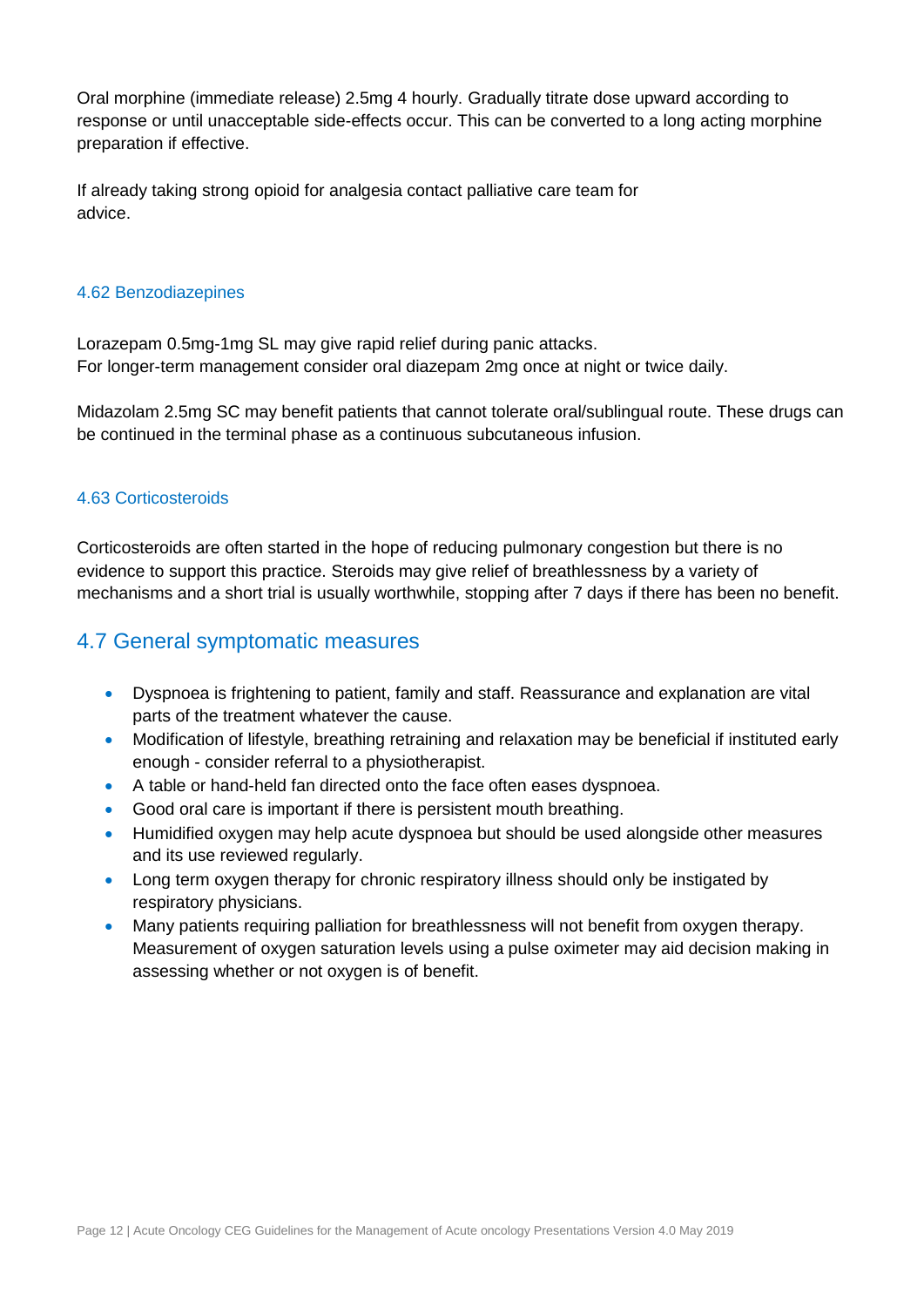Oral morphine (immediate release) 2.5mg 4 hourly. Gradually titrate dose upward according to response or until unacceptable side-effects occur. This can be converted to a long acting morphine preparation if effective.

If already taking strong opioid for analgesia contact palliative care team for advice.

### 4.62 Benzodiazepines

Lorazepam 0.5mg-1mg SL may give rapid relief during panic attacks.
For longer-term management consider oral diazepam 2mg once at night or twice daily.

Midazolam 2.5mg SC may benefit patients that cannot tolerate oral/sublingual route. These drugs can be continued in the terminal phase as a continuous subcutaneous infusion.

### 4.63 Corticosteroids

Corticosteroids are often started in the hope of reducing pulmonary congestion but there is no evidence to support this practice. Steroids may give relief of breathlessness by a variety of mechanisms and a short trial is usually worthwhile, stopping after 7 days if there has been no benefit.

## 4.7 General symptomatic measures

- Dyspnoea is frightening to patient, family and staff. Reassurance and explanation are vital parts of the treatment whatever the cause.
- Modification of lifestyle, breathing retraining and relaxation may be beneficial if instituted early enough - consider referral to a physiotherapist.
- A table or hand-held fan directed onto the face often eases dyspnoea.
- Good oral care is important if there is persistent mouth breathing.
- Humidified oxygen may help acute dyspnoea but should be used alongside other measures and its use reviewed regularly.
- Long term oxygen therapy for chronic respiratory illness should only be instigated by respiratory physicians.
- Many patients requiring palliation for breathlessness will not benefit from oxygen therapy. Measurement of oxygen saturation levels using a pulse oximeter may aid decision making in assessing whether or not oxygen is of benefit.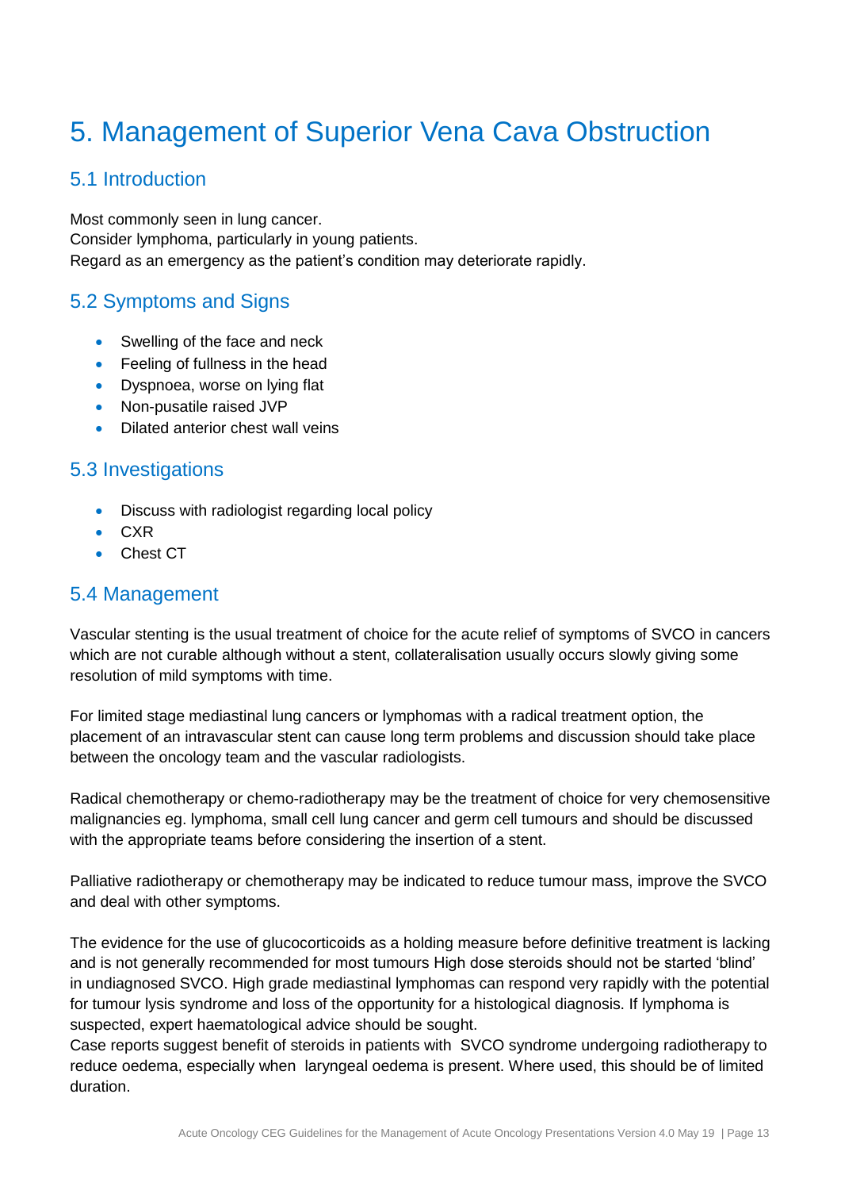# 5. Management of Superior Vena Cava Obstruction

## 5.1 Introduction

Most commonly seen in lung cancer.
Consider lymphoma, particularly in young patients.
Regard as an emergency as the patient's condition may deteriorate rapidly.

## 5.2 Symptoms and Signs

- Swelling of the face and neck
- Feeling of fullness in the head
- Dyspnoea, worse on lying flat
- Non-pusatile raised JVP
- Dilated anterior chest wall veins

## 5.3 Investigations

- Discuss with radiologist regarding local policy
- CXR
- Chest CT

## 5.4 Management

Vascular stenting is the usual treatment of choice for the acute relief of symptoms of SVCO in cancers which are not curable although without a stent, collateralisation usually occurs slowly giving some resolution of mild symptoms with time.

For limited stage mediastinal lung cancers or lymphomas with a radical treatment option, the placement of an intravascular stent can cause long term problems and discussion should take place between the oncology team and the vascular radiologists.

Radical chemotherapy or chemo-radiotherapy may be the treatment of choice for very chemosensitive malignancies eg. lymphoma, small cell lung cancer and germ cell tumours and should be discussed with the appropriate teams before considering the insertion of a stent.

Palliative radiotherapy or chemotherapy may be indicated to reduce tumour mass, improve the SVCO and deal with other symptoms.

The evidence for the use of glucocorticoids as a holding measure before definitive treatment is lacking and is not generally recommended for most tumours High dose steroids should not be started 'blind' in undiagnosed SVCO. High grade mediastinal lymphomas can respond very rapidly with the potential for tumour lysis syndrome and loss of the opportunity for a histological diagnosis. If lymphoma is suspected, expert haematological advice should be sought.
Case reports suggest benefit of steroids in patients with SVCO syndrome undergoing radiotherapy to reduce oedema, especially when laryngeal oedema is present. Where used, this should be of limited duration.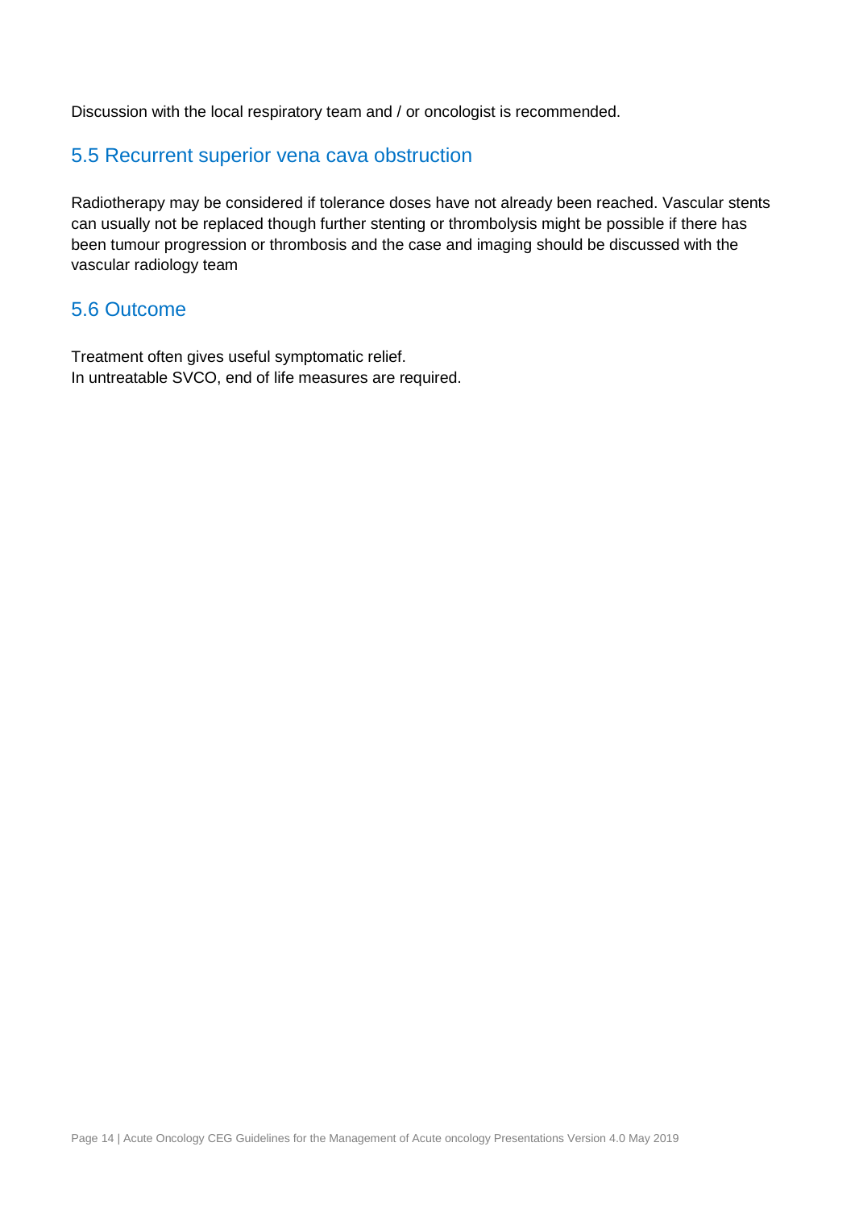Discussion with the local respiratory team and / or oncologist is recommended.

## 5.5 Recurrent superior vena cava obstruction

Radiotherapy may be considered if tolerance doses have not already been reached. Vascular stents can usually not be replaced though further stenting or thrombolysis might be possible if there has been tumour progression or thrombosis and the case and imaging should be discussed with the vascular radiology team

## 5.6 Outcome

Treatment often gives useful symptomatic relief.
In untreatable SVCO, end of life measures are required.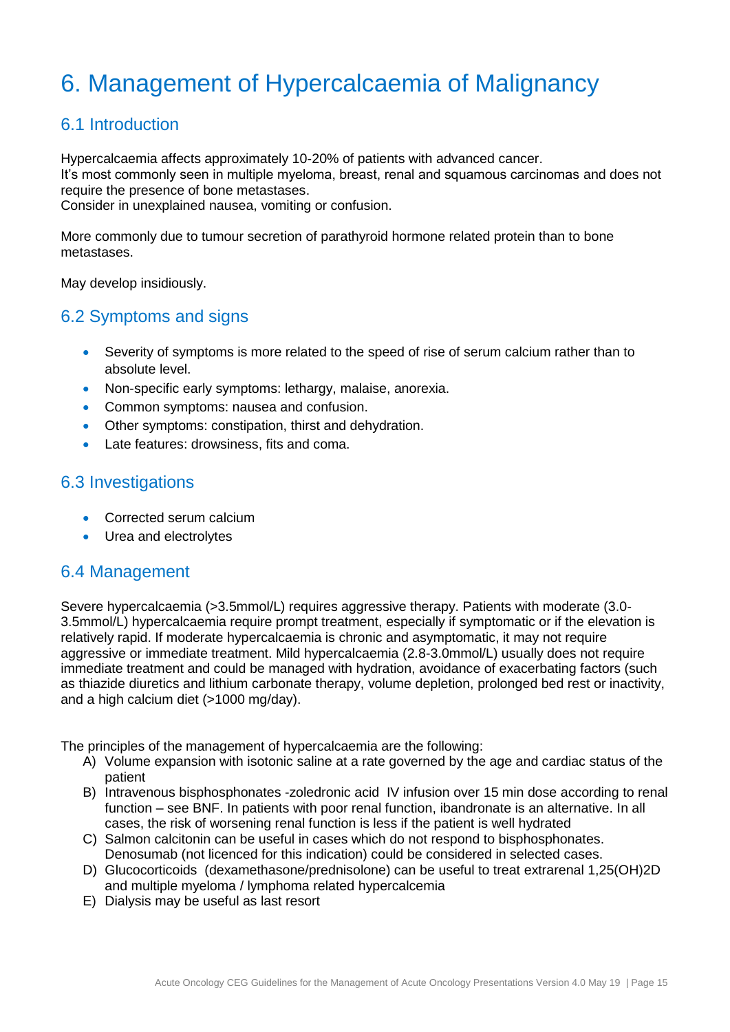# 6. Management of Hypercalcaemia of Malignancy

## 6.1 Introduction

Hypercalcaemia affects approximately 10-20% of patients with advanced cancer.
It's most commonly seen in multiple myeloma, breast, renal and squamous carcinomas and does not require the presence of bone metastases.
Consider in unexplained nausea, vomiting or confusion.

More commonly due to tumour secretion of parathyroid hormone related protein than to bone metastases.

May develop insidiously.

## 6.2 Symptoms and signs

- Severity of symptoms is more related to the speed of rise of serum calcium rather than to absolute level.
- Non-specific early symptoms: lethargy, malaise, anorexia.
- Common symptoms: nausea and confusion.
- Other symptoms: constipation, thirst and dehydration.
- Late features: drowsiness, fits and coma.

## 6.3 Investigations

- Corrected serum calcium
- Urea and electrolytes

## 6.4 Management

Severe hypercalcaemia (>3.5mmol/L) requires aggressive therapy. Patients with moderate (3.0-3.5mmol/L) hypercalcaemia require prompt treatment, especially if symptomatic or if the elevation is relatively rapid. If moderate hypercalcaemia is chronic and asymptomatic, it may not require aggressive or immediate treatment. Mild hypercalcaemia (2.8-3.0mmol/L) usually does not require immediate treatment and could be managed with hydration, avoidance of exacerbating factors (such as thiazide diuretics and lithium carbonate therapy, volume depletion, prolonged bed rest or inactivity, and a high calcium diet (>1000 mg/day).

The principles of the management of hypercalcaemia are the following:

A) Volume expansion with isotonic saline at a rate governed by the age and cardiac status of the patient
B) Intravenous bisphosphonates -zoledronic acid IV infusion over 15 min dose according to renal function – see BNF. In patients with poor renal function, ibandronate is an alternative. In all cases, the risk of worsening renal function is less if the patient is well hydrated
C) Salmon calcitonin can be useful in cases which do not respond to bisphosphonates. Denosumab (not licenced for this indication) could be considered in selected cases.
D) Glucocorticoids (dexamethasone/prednisolone) can be useful to treat extrarenal 1,25(OH)2D and multiple myeloma / lymphoma related hypercalcemia
E) Dialysis may be useful as last resort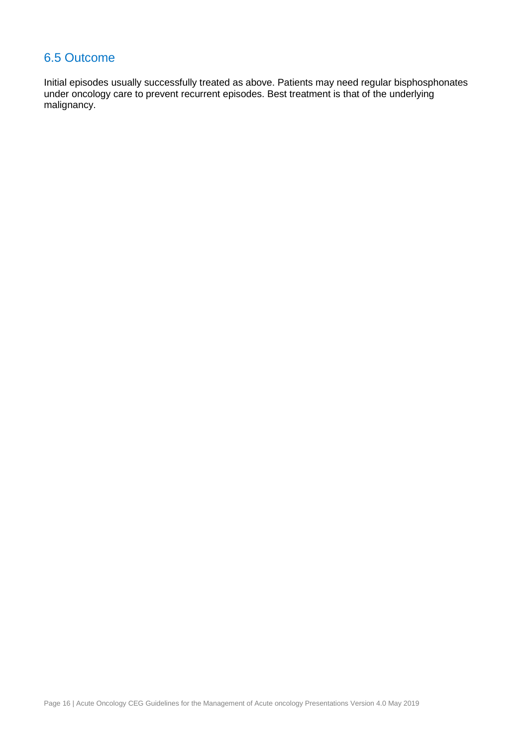## 6.5 Outcome

Initial episodes usually successfully treated as above. Patients may need regular bisphosphonates under oncology care to prevent recurrent episodes. Best treatment is that of the underlying malignancy.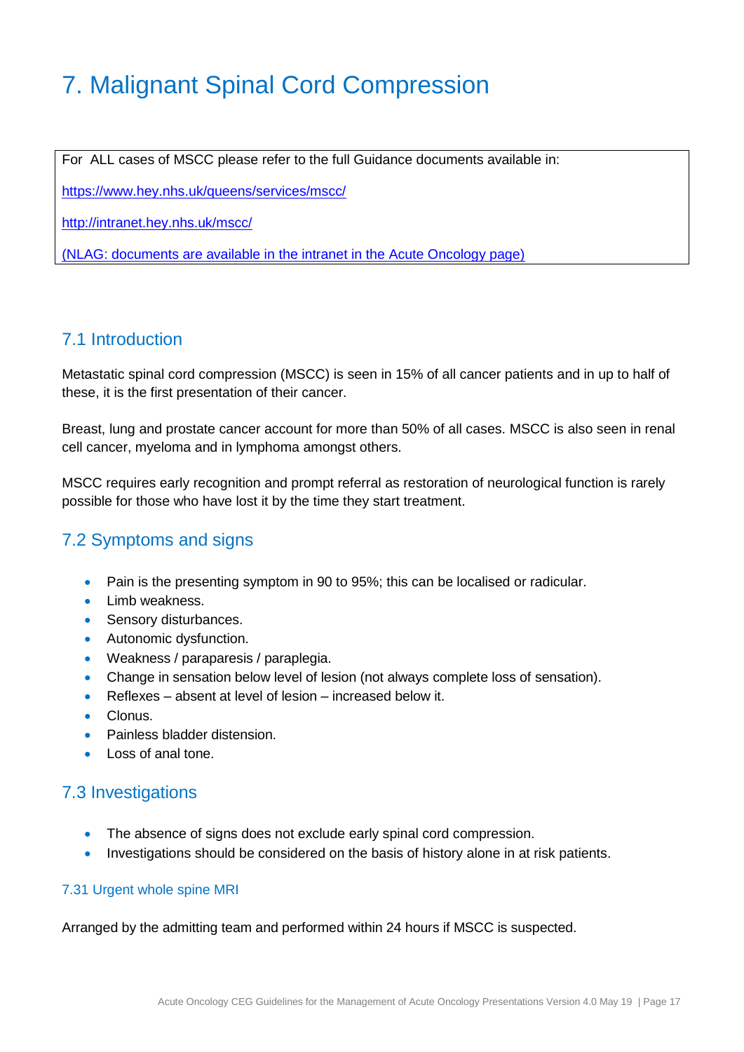# 7. Malignant Spinal Cord Compression

For ALL cases of MSCC please refer to the full Guidance documents available in:

https://www.hey.nhs.uk/queens/services/mscc/

http://intranet.hey.nhs.uk/mscc/

(NLAG: documents are available in the intranet in the Acute Oncology page)

## 7.1 Introduction

Metastatic spinal cord compression (MSCC) is seen in 15% of all cancer patients and in up to half of these, it is the first presentation of their cancer.

Breast, lung and prostate cancer account for more than 50% of all cases. MSCC is also seen in renal cell cancer, myeloma and in lymphoma amongst others.

MSCC requires early recognition and prompt referral as restoration of neurological function is rarely possible for those who have lost it by the time they start treatment.

## 7.2 Symptoms and signs

- Pain is the presenting symptom in 90 to 95%; this can be localised or radicular.
- Limb weakness.
- Sensory disturbances.
- Autonomic dysfunction.
- Weakness / paraparesis / paraplegia.
- Change in sensation below level of lesion (not always complete loss of sensation).
- Reflexes – absent at level of lesion – increased below it.
- Clonus.
- Painless bladder distension.
- Loss of anal tone.

## 7.3 Investigations

- The absence of signs does not exclude early spinal cord compression.
- Investigations should be considered on the basis of history alone in at risk patients.

### 7.31 Urgent whole spine MRI

Arranged by the admitting team and performed within 24 hours if MSCC is suspected.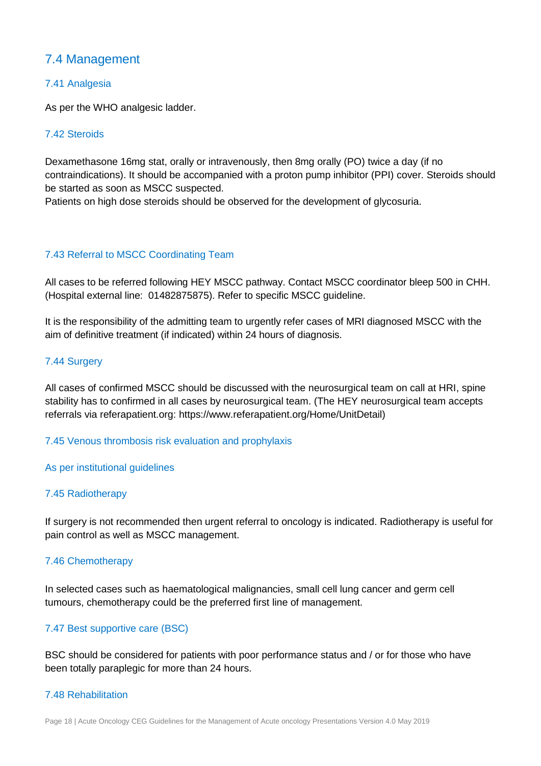## 7.4 Management

### 7.41 Analgesia

As per the WHO analgesic ladder.

### 7.42 Steroids

Dexamethasone 16mg stat, orally or intravenously, then 8mg orally (PO) twice a day (if no contraindications). It should be accompanied with a proton pump inhibitor (PPI) cover. Steroids should be started as soon as MSCC suspected.
Patients on high dose steroids should be observed for the development of glycosuria.

### 7.43 Referral to MSCC Coordinating Team

All cases to be referred following HEY MSCC pathway. Contact MSCC coordinator bleep 500 in CHH. (Hospital external line: 01482875875). Refer to specific MSCC guideline.

It is the responsibility of the admitting team to urgently refer cases of MRI diagnosed MSCC with the aim of definitive treatment (if indicated) within 24 hours of diagnosis.

### 7.44 Surgery

All cases of confirmed MSCC should be discussed with the neurosurgical team on call at HRI, spine stability has to confirmed in all cases by neurosurgical team. (The HEY neurosurgical team accepts referrals via referapatient.org: https://www.referapatient.org/Home/UnitDetail)

### 7.45 Venous thrombosis risk evaluation and prophylaxis

As per institutional guidelines

### 7.45 Radiotherapy

If surgery is not recommended then urgent referral to oncology is indicated. Radiotherapy is useful for pain control as well as MSCC management.

### 7.46 Chemotherapy

In selected cases such as haematological malignancies, small cell lung cancer and germ cell tumours, chemotherapy could be the preferred first line of management.

### 7.47 Best supportive care (BSC)

BSC should be considered for patients with poor performance status and / or for those who have been totally paraplegic for more than 24 hours.

### 7.48 Rehabilitation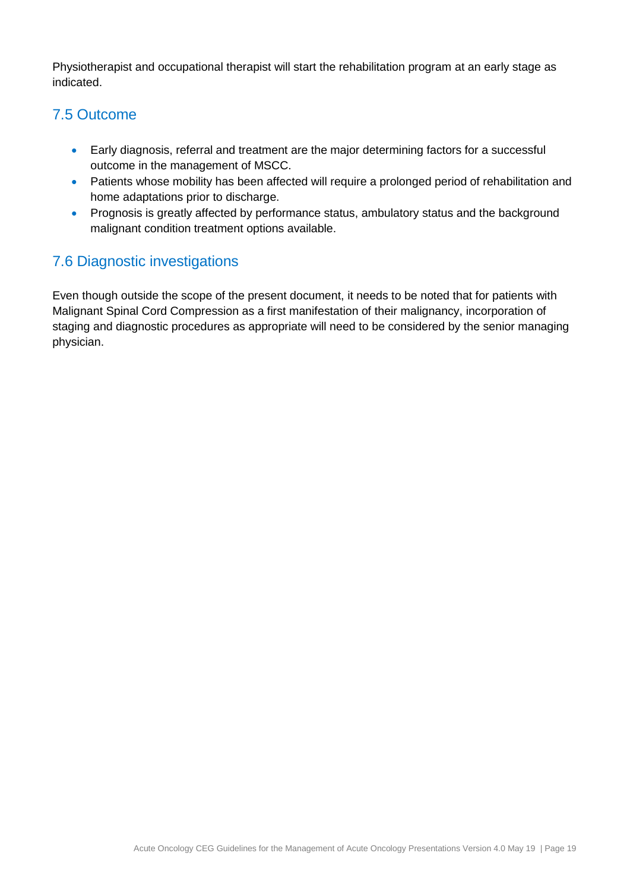Physiotherapist and occupational therapist will start the rehabilitation program at an early stage as indicated.

## 7.5 Outcome

- Early diagnosis, referral and treatment are the major determining factors for a successful outcome in the management of MSCC.
- Patients whose mobility has been affected will require a prolonged period of rehabilitation and home adaptations prior to discharge.
- Prognosis is greatly affected by performance status, ambulatory status and the background malignant condition treatment options available.

## 7.6 Diagnostic investigations

Even though outside the scope of the present document, it needs to be noted that for patients with Malignant Spinal Cord Compression as a first manifestation of their malignancy, incorporation of staging and diagnostic procedures as appropriate will need to be considered by the senior managing physician.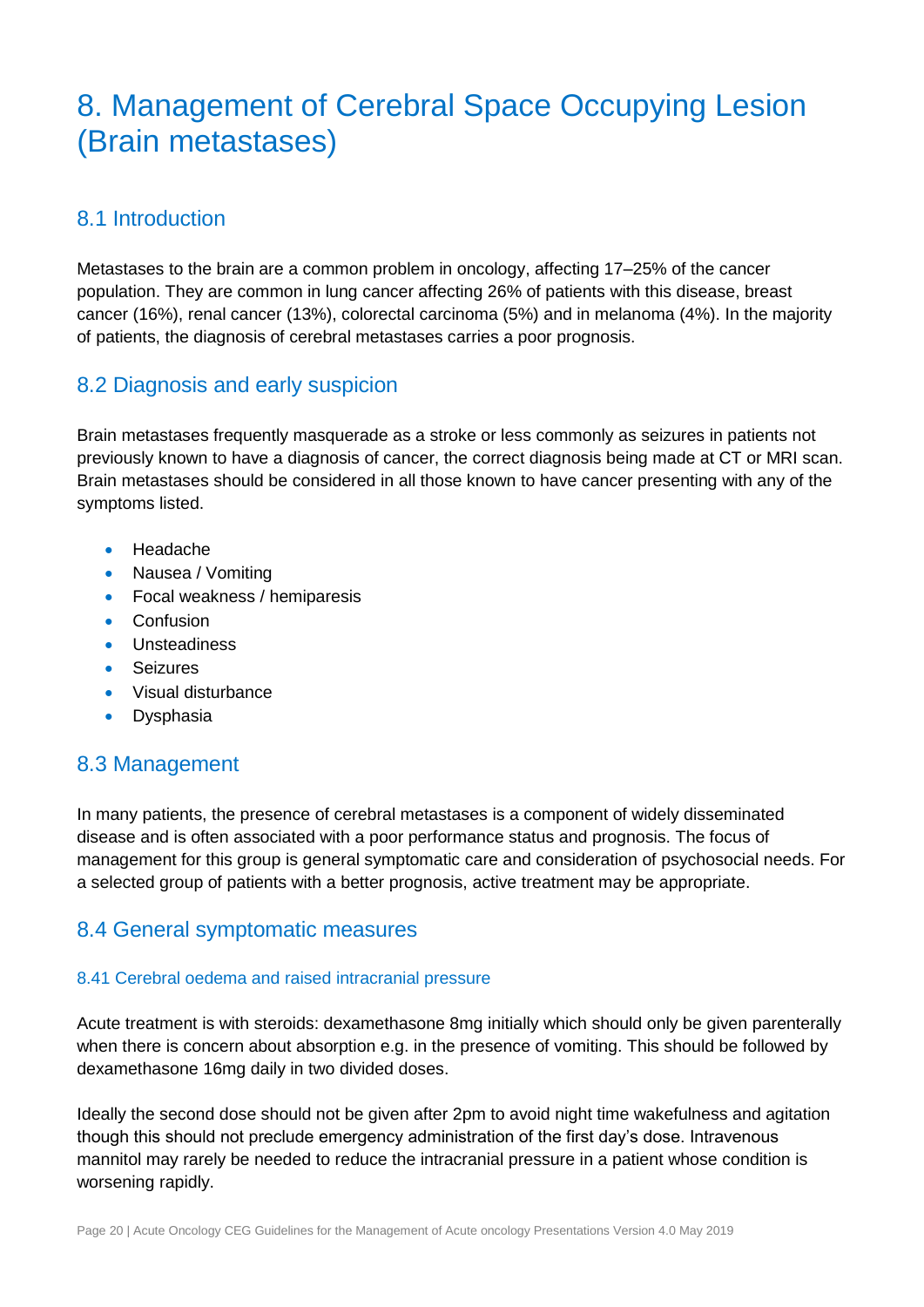# 8. Management of Cerebral Space Occupying Lesion (Brain metastases)

## 8.1 Introduction

Metastases to the brain are a common problem in oncology, affecting 17–25% of the cancer population. They are common in lung cancer affecting 26% of patients with this disease, breast cancer (16%), renal cancer (13%), colorectal carcinoma (5%) and in melanoma (4%). In the majority of patients, the diagnosis of cerebral metastases carries a poor prognosis.

## 8.2 Diagnosis and early suspicion

Brain metastases frequently masquerade as a stroke or less commonly as seizures in patients not previously known to have a diagnosis of cancer, the correct diagnosis being made at CT or MRI scan. Brain metastases should be considered in all those known to have cancer presenting with any of the symptoms listed.

- Headache
- Nausea / Vomiting
- Focal weakness / hemiparesis
- Confusion
- Unsteadiness
- Seizures
- Visual disturbance
- Dysphasia

## 8.3 Management

In many patients, the presence of cerebral metastases is a component of widely disseminated disease and is often associated with a poor performance status and prognosis. The focus of management for this group is general symptomatic care and consideration of psychosocial needs. For a selected group of patients with a better prognosis, active treatment may be appropriate.

## 8.4 General symptomatic measures

### 8.41 Cerebral oedema and raised intracranial pressure

Acute treatment is with steroids: dexamethasone 8mg initially which should only be given parenterally when there is concern about absorption e.g. in the presence of vomiting. This should be followed by dexamethasone 16mg daily in two divided doses.

Ideally the second dose should not be given after 2pm to avoid night time wakefulness and agitation though this should not preclude emergency administration of the first day's dose. Intravenous mannitol may rarely be needed to reduce the intracranial pressure in a patient whose condition is worsening rapidly.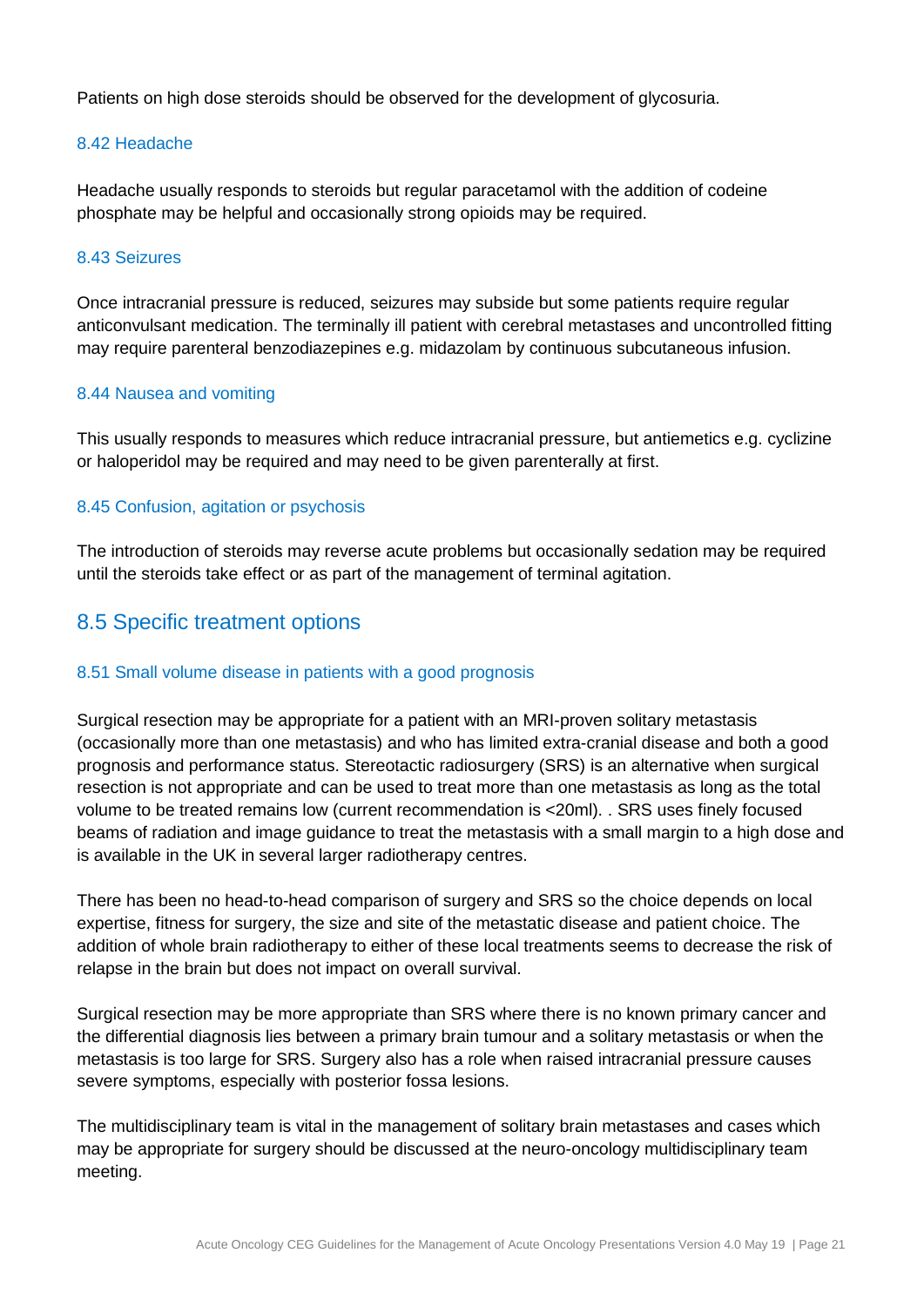Patients on high dose steroids should be observed for the development of glycosuria.

### 8.42 Headache

Headache usually responds to steroids but regular paracetamol with the addition of codeine phosphate may be helpful and occasionally strong opioids may be required.

### 8.43 Seizures

Once intracranial pressure is reduced, seizures may subside but some patients require regular anticonvulsant medication. The terminally ill patient with cerebral metastases and uncontrolled fitting may require parenteral benzodiazepines e.g. midazolam by continuous subcutaneous infusion.

### 8.44 Nausea and vomiting

This usually responds to measures which reduce intracranial pressure, but antiemetics e.g. cyclizine or haloperidol may be required and may need to be given parenterally at first.

### 8.45 Confusion, agitation or psychosis

The introduction of steroids may reverse acute problems but occasionally sedation may be required until the steroids take effect or as part of the management of terminal agitation.

## 8.5 Specific treatment options

### 8.51 Small volume disease in patients with a good prognosis

Surgical resection may be appropriate for a patient with an MRI-proven solitary metastasis (occasionally more than one metastasis) and who has limited extra-cranial disease and both a good prognosis and performance status. Stereotactic radiosurgery (SRS) is an alternative when surgical resection is not appropriate and can be used to treat more than one metastasis as long as the total volume to be treated remains low (current recommendation is <20ml). . SRS uses finely focused beams of radiation and image guidance to treat the metastasis with a small margin to a high dose and is available in the UK in several larger radiotherapy centres.

There has been no head-to-head comparison of surgery and SRS so the choice depends on local expertise, fitness for surgery, the size and site of the metastatic disease and patient choice. The addition of whole brain radiotherapy to either of these local treatments seems to decrease the risk of relapse in the brain but does not impact on overall survival.

Surgical resection may be more appropriate than SRS where there is no known primary cancer and the differential diagnosis lies between a primary brain tumour and a solitary metastasis or when the metastasis is too large for SRS. Surgery also has a role when raised intracranial pressure causes severe symptoms, especially with posterior fossa lesions.

The multidisciplinary team is vital in the management of solitary brain metastases and cases which may be appropriate for surgery should be discussed at the neuro-oncology multidisciplinary team meeting.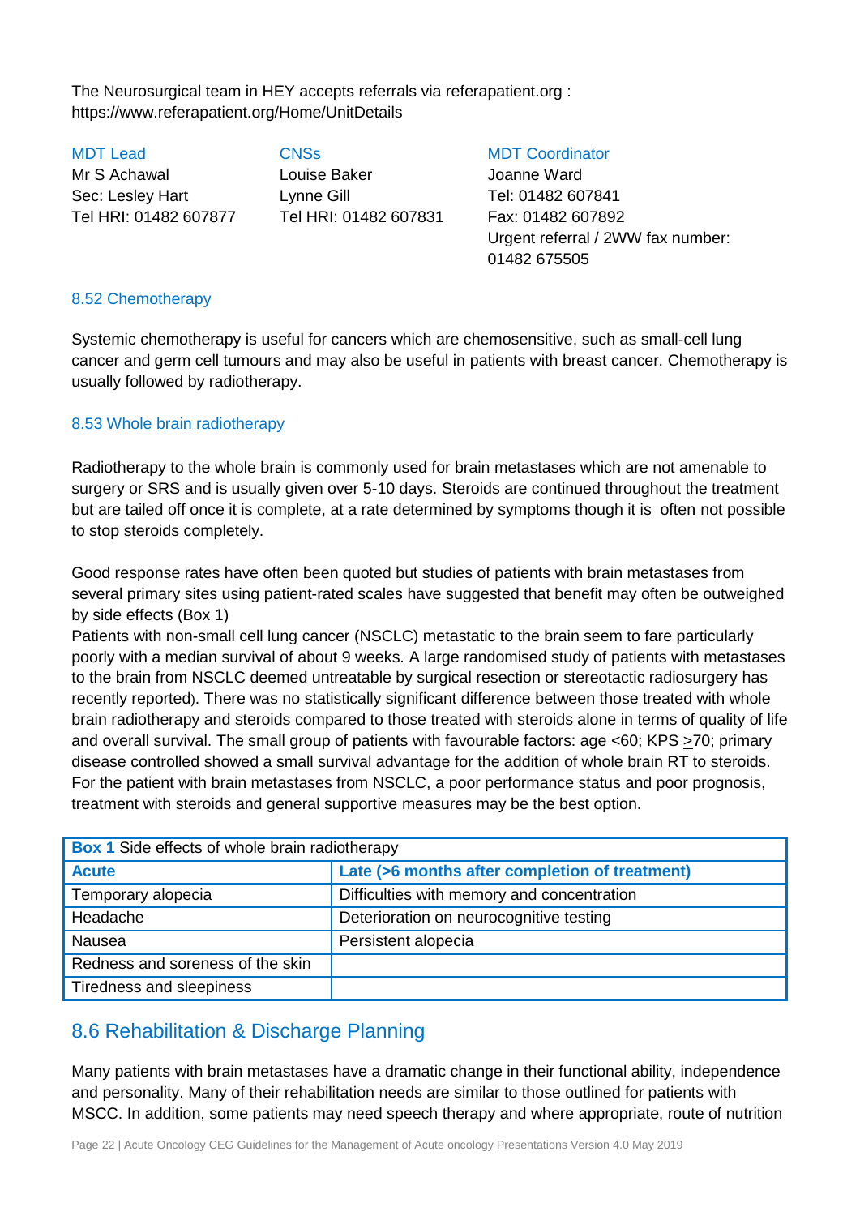The Neurosurgical team in HEY accepts referrals via referapatient.org : https://www.referapatient.org/Home/UnitDetails

| MDT Lead | CNSs | MDT Coordinator |
|---|---|---|
| Mr S Achawal | Louise Baker | Joanne Ward |
| Sec: Lesley Hart | Lynne Gill | Tel: 01482 607841 |
| Tel HRI: 01482 607877 | Tel HRI: 01482 607831 | Fax: 01482 607892 |
| | | Urgent referral / 2WW fax number: 01482 675505 |

### 8.52 Chemotherapy

Systemic chemotherapy is useful for cancers which are chemosensitive, such as small-cell lung cancer and germ cell tumours and may also be useful in patients with breast cancer. Chemotherapy is usually followed by radiotherapy.

### 8.53 Whole brain radiotherapy

Radiotherapy to the whole brain is commonly used for brain metastases which are not amenable to surgery or SRS and is usually given over 5-10 days. Steroids are continued throughout the treatment but are tailed off once it is complete, at a rate determined by symptoms though it is often not possible to stop steroids completely.

Good response rates have often been quoted but studies of patients with brain metastases from several primary sites using patient-rated scales have suggested that benefit may often be outweighed by side effects (Box 1)

Patients with non-small cell lung cancer (NSCLC) metastatic to the brain seem to fare particularly poorly with a median survival of about 9 weeks. A large randomised study of patients with metastases to the brain from NSCLC deemed untreatable by surgical resection or stereotactic radiosurgery has recently reported). There was no statistically significant difference between those treated with whole brain radiotherapy and steroids compared to those treated with steroids alone in terms of quality of life and overall survival. The small group of patients with favourable factors: age <60; KPS ≥70; primary disease controlled showed a small survival advantage for the addition of whole brain RT to steroids. For the patient with brain metastases from NSCLC, a poor performance status and poor prognosis, treatment with steroids and general supportive measures may be the best option.

**Box 1** Side effects of whole brain radiotherapy

| Acute | Late (>6 months after completion of treatment) |
|---|---|
| Temporary alopecia | Difficulties with memory and concentration |
| Headache | Deterioration on neurocognitive testing |
| Nausea | Persistent alopecia |
| Redness and soreness of the skin | |
| Tiredness and sleepiness | |

## 8.6 Rehabilitation & Discharge Planning

Many patients with brain metastases have a dramatic change in their functional ability, independence and personality. Many of their rehabilitation needs are similar to those outlined for patients with MSCC. In addition, some patients may need speech therapy and where appropriate, route of nutrition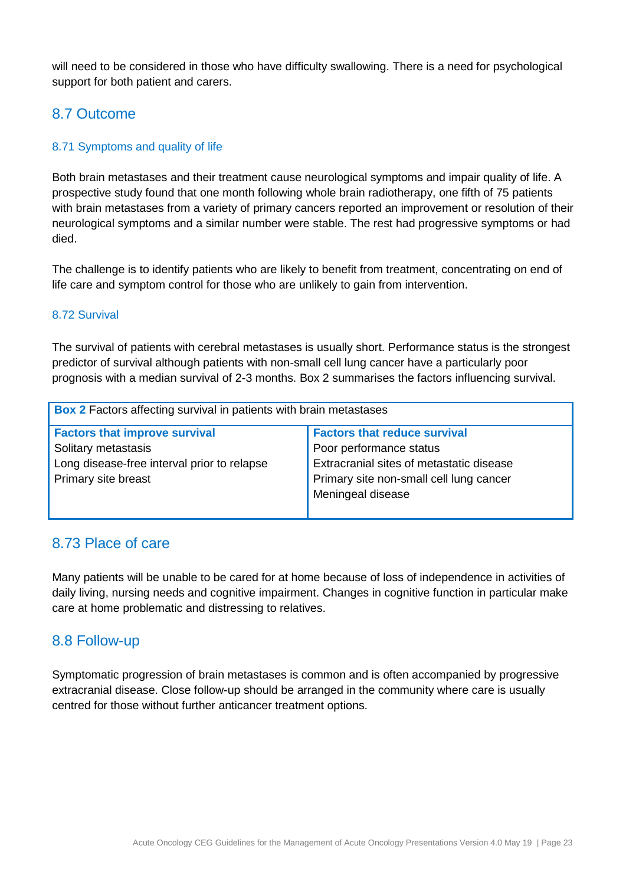will need to be considered in those who have difficulty swallowing. There is a need for psychological support for both patient and carers.

## 8.7 Outcome

### 8.71 Symptoms and quality of life

Both brain metastases and their treatment cause neurological symptoms and impair quality of life. A prospective study found that one month following whole brain radiotherapy, one fifth of 75 patients with brain metastases from a variety of primary cancers reported an improvement or resolution of their neurological symptoms and a similar number were stable. The rest had progressive symptoms or had died.

The challenge is to identify patients who are likely to benefit from treatment, concentrating on end of life care and symptom control for those who are unlikely to gain from intervention.

### 8.72 Survival

The survival of patients with cerebral metastases is usually short. Performance status is the strongest predictor of survival although patients with non-small cell lung cancer have a particularly poor prognosis with a median survival of 2-3 months. Box 2 summarises the factors influencing survival.

**Box 2** Factors affecting survival in patients with brain metastases

| Factors that improve survival | Factors that reduce survival |
|---|---|
| Solitary metastasis | Poor performance status |
| Long disease-free interval prior to relapse | Extracranial sites of metastatic disease |
| Primary site breast | Primary site non-small cell lung cancer |
| | Meningeal disease |

## 8.73 Place of care

Many patients will be unable to be cared for at home because of loss of independence in activities of daily living, nursing needs and cognitive impairment. Changes in cognitive function in particular make care at home problematic and distressing to relatives.

## 8.8 Follow-up

Symptomatic progression of brain metastases is common and is often accompanied by progressive extracranial disease. Close follow-up should be arranged in the community where care is usually centred for those without further anticancer treatment options.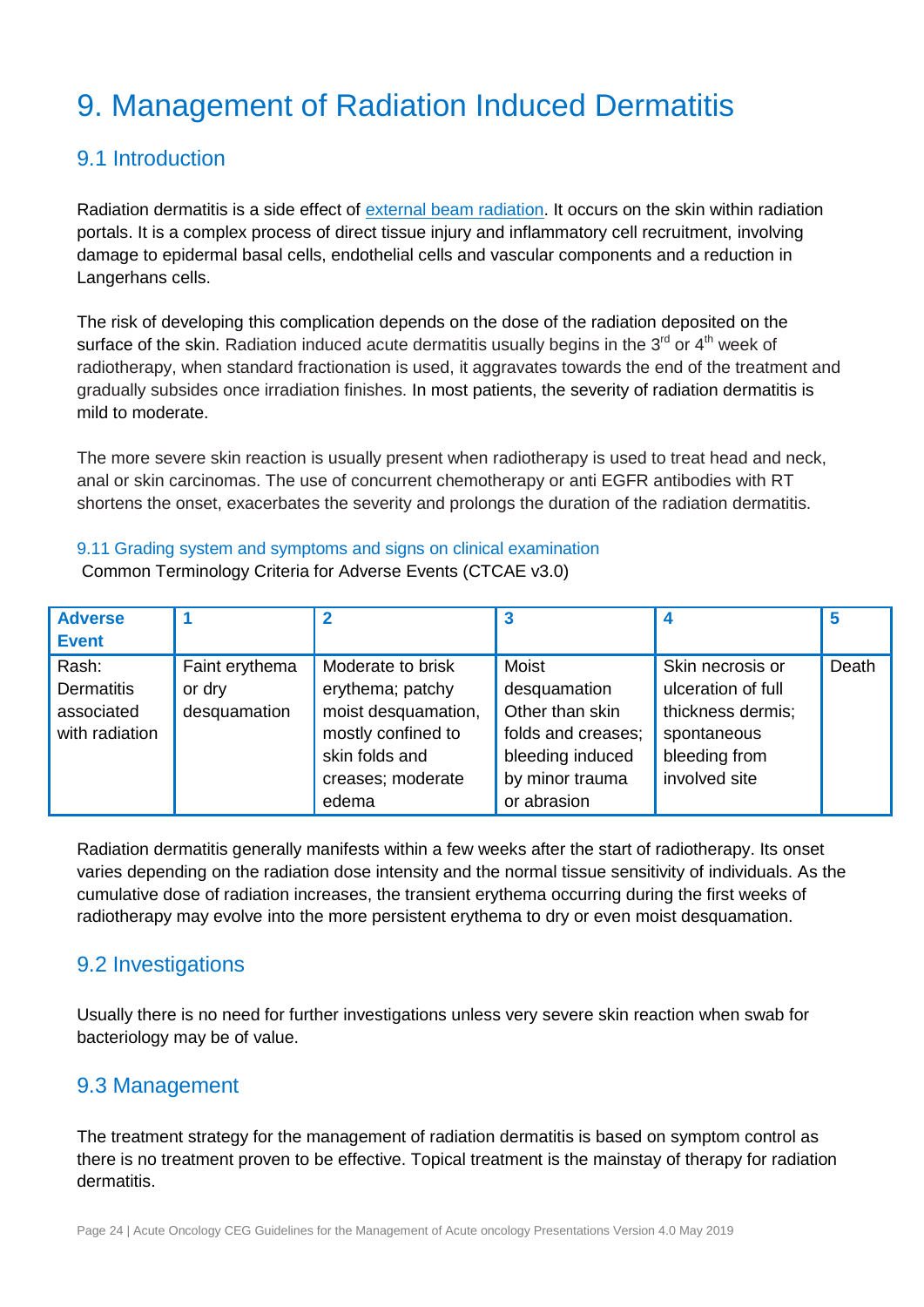# 9. Management of Radiation Induced Dermatitis

## 9.1 Introduction

Radiation dermatitis is a side effect of external beam radiation. It occurs on the skin within radiation portals. It is a complex process of direct tissue injury and inflammatory cell recruitment, involving damage to epidermal basal cells, endothelial cells and vascular components and a reduction in Langerhans cells.

The risk of developing this complication depends on the dose of the radiation deposited on the surface of the skin. Radiation induced acute dermatitis usually begins in the 3rd or 4th week of radiotherapy, when standard fractionation is used, it aggravates towards the end of the treatment and gradually subsides once irradiation finishes. In most patients, the severity of radiation dermatitis is mild to moderate.

The more severe skin reaction is usually present when radiotherapy is used to treat head and neck, anal or skin carcinomas. The use of concurrent chemotherapy or anti EGFR antibodies with RT shortens the onset, exacerbates the severity and prolongs the duration of the radiation dermatitis.

### 9.11 Grading system and symptoms and signs on clinical examination

Common Terminology Criteria for Adverse Events (CTCAE v3.0)

| Adverse Event | 1 | 2 | 3 | 4 | 5 |
|---|---|---|---|---|---|
| Rash: Dermatitis associated with radiation | Faint erythema or dry desquamation | Moderate to brisk erythema; patchy moist desquamation, mostly confined to skin folds and creases; moderate edema | Moist desquamation Other than skin folds and creases; bleeding induced by minor trauma or abrasion | Skin necrosis or ulceration of full thickness dermis; spontaneous bleeding from involved site | Death |

Radiation dermatitis generally manifests within a few weeks after the start of radiotherapy. Its onset varies depending on the radiation dose intensity and the normal tissue sensitivity of individuals. As the cumulative dose of radiation increases, the transient erythema occurring during the first weeks of radiotherapy may evolve into the more persistent erythema to dry or even moist desquamation.

## 9.2 Investigations

Usually there is no need for further investigations unless very severe skin reaction when swab for bacteriology may be of value.

## 9.3 Management

The treatment strategy for the management of radiation dermatitis is based on symptom control as there is no treatment proven to be effective. Topical treatment is the mainstay of therapy for radiation dermatitis.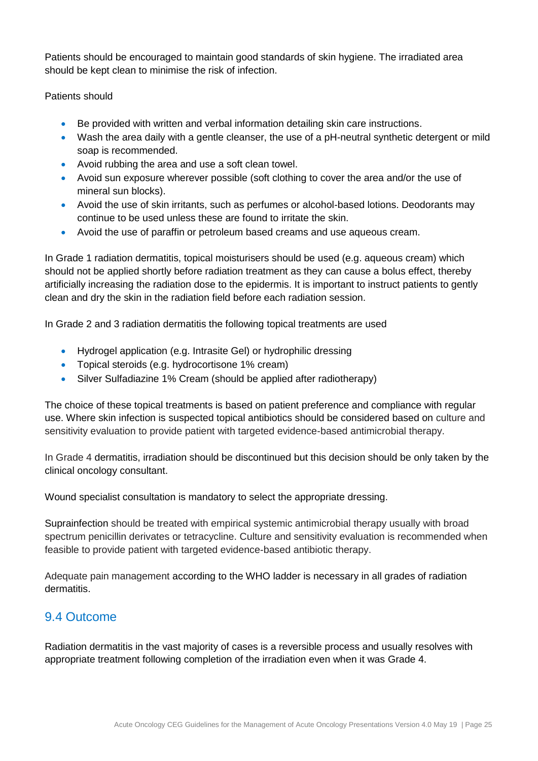Patients should be encouraged to maintain good standards of skin hygiene. The irradiated area should be kept clean to minimise the risk of infection.

Patients should

- Be provided with written and verbal information detailing skin care instructions.
- Wash the area daily with a gentle cleanser, the use of a pH-neutral synthetic detergent or mild soap is recommended.
- Avoid rubbing the area and use a soft clean towel.
- Avoid sun exposure wherever possible (soft clothing to cover the area and/or the use of mineral sun blocks).
- Avoid the use of skin irritants, such as perfumes or alcohol-based lotions. Deodorants may continue to be used unless these are found to irritate the skin.
- Avoid the use of paraffin or petroleum based creams and use aqueous cream.

In Grade 1 radiation dermatitis, topical moisturisers should be used (e.g. aqueous cream) which should not be applied shortly before radiation treatment as they can cause a bolus effect, thereby artificially increasing the radiation dose to the epidermis. It is important to instruct patients to gently clean and dry the skin in the radiation field before each radiation session.

In Grade 2 and 3 radiation dermatitis the following topical treatments are used

- Hydrogel application (e.g. Intrasite Gel) or hydrophilic dressing
- Topical steroids (e.g. hydrocortisone 1% cream)
- Silver Sulfadiazine 1% Cream (should be applied after radiotherapy)

The choice of these topical treatments is based on patient preference and compliance with regular use. Where skin infection is suspected topical antibiotics should be considered based on culture and sensitivity evaluation to provide patient with targeted evidence-based antimicrobial therapy.

In Grade 4 dermatitis, irradiation should be discontinued but this decision should be only taken by the clinical oncology consultant.

Wound specialist consultation is mandatory to select the appropriate dressing.

Suprainfection should be treated with empirical systemic antimicrobial therapy usually with broad spectrum penicillin derivates or tetracycline. Culture and sensitivity evaluation is recommended when feasible to provide patient with targeted evidence-based antibiotic therapy.

Adequate pain management according to the WHO ladder is necessary in all grades of radiation dermatitis.

## 9.4 Outcome

Radiation dermatitis in the vast majority of cases is a reversible process and usually resolves with appropriate treatment following completion of the irradiation even when it was Grade 4.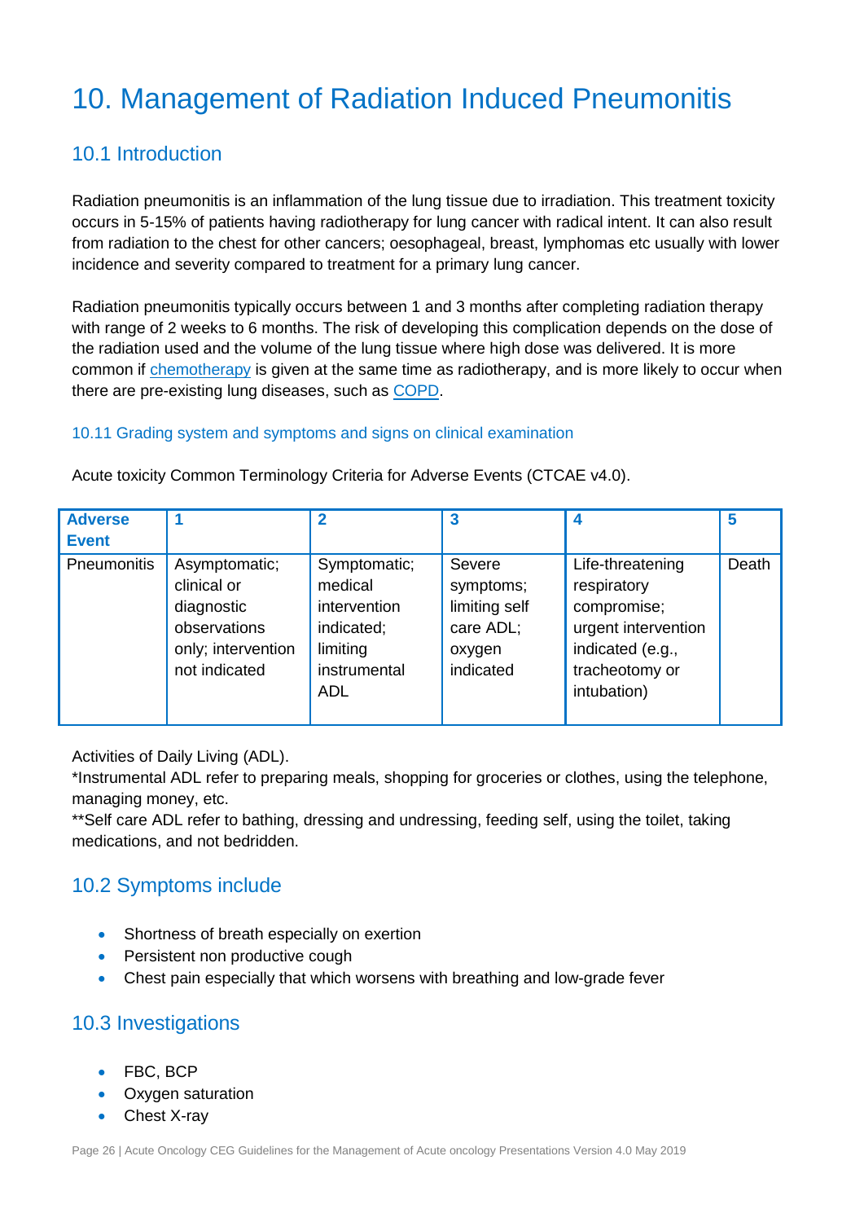# 10. Management of Radiation Induced Pneumonitis

## 10.1 Introduction

Radiation pneumonitis is an inflammation of the lung tissue due to irradiation. This treatment toxicity occurs in 5-15% of patients having radiotherapy for lung cancer with radical intent. It can also result from radiation to the chest for other cancers; oesophageal, breast, lymphomas etc usually with lower incidence and severity compared to treatment for a primary lung cancer.

Radiation pneumonitis typically occurs between 1 and 3 months after completing radiation therapy with range of 2 weeks to 6 months. The risk of developing this complication depends on the dose of the radiation used and the volume of the lung tissue where high dose was delivered. It is more common if chemotherapy is given at the same time as radiotherapy, and is more likely to occur when there are pre-existing lung diseases, such as COPD.

### 10.11 Grading system and symptoms and signs on clinical examination

Acute toxicity Common Terminology Criteria for Adverse Events (CTCAE v4.0).

| Adverse Event | 1 | 2 | 3 | 4 | 5 |
|---|---|---|---|---|---|
| Pneumonitis | Asymptomatic; clinical or diagnostic observations only; intervention not indicated | Symptomatic; medical intervention indicated; limiting instrumental ADL | Severe symptoms; limiting self care ADL; oxygen indicated | Life-threatening respiratory compromise; urgent intervention indicated (e.g., tracheotomy or intubation) | Death |

Activities of Daily Living (ADL).
*Instrumental ADL refer to preparing meals, shopping for groceries or clothes, using the telephone, managing money, etc.
**Self care ADL refer to bathing, dressing and undressing, feeding self, using the toilet, taking medications, and not bedridden.

## 10.2 Symptoms include

- Shortness of breath especially on exertion
- Persistent non productive cough
- Chest pain especially that which worsens with breathing and low-grade fever

## 10.3 Investigations

- FBC, BCP
- Oxygen saturation
- Chest X-ray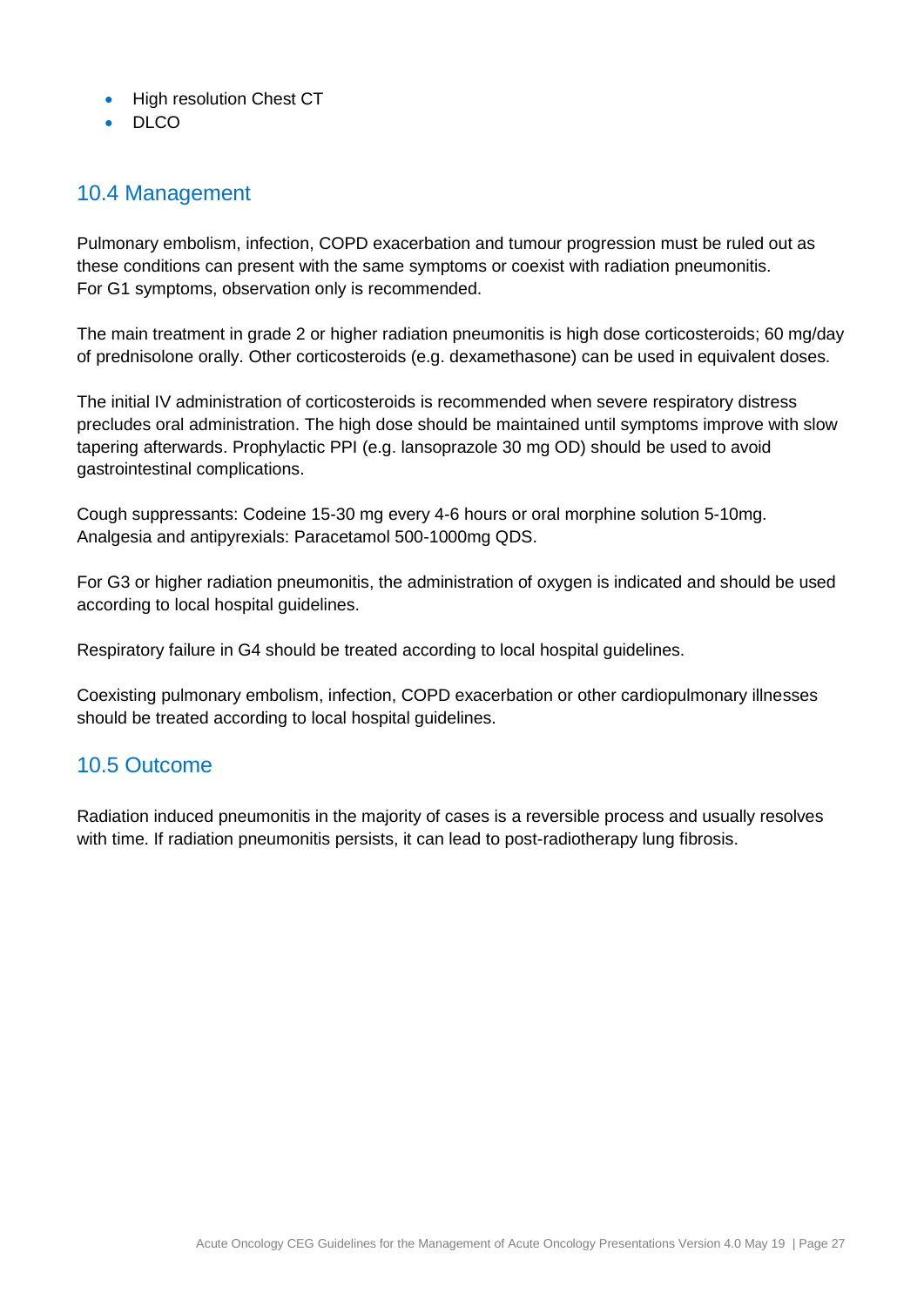- High resolution Chest CT
- DLCO

## 10.4 Management

Pulmonary embolism, infection, COPD exacerbation and tumour progression must be ruled out as these conditions can present with the same symptoms or coexist with radiation pneumonitis. For G1 symptoms, observation only is recommended.

The main treatment in grade 2 or higher radiation pneumonitis is high dose corticosteroids; 60 mg/day of prednisolone orally. Other corticosteroids (e.g. dexamethasone) can be used in equivalent doses.

The initial IV administration of corticosteroids is recommended when severe respiratory distress precludes oral administration. The high dose should be maintained until symptoms improve with slow tapering afterwards. Prophylactic PPI (e.g. lansoprazole 30 mg OD) should be used to avoid gastrointestinal complications.

Cough suppressants: Codeine 15-30 mg every 4-6 hours or oral morphine solution 5-10mg.
Analgesia and antipyrexials: Paracetamol 500-1000mg QDS.

For G3 or higher radiation pneumonitis, the administration of oxygen is indicated and should be used according to local hospital guidelines.

Respiratory failure in G4 should be treated according to local hospital guidelines.

Coexisting pulmonary embolism, infection, COPD exacerbation or other cardiopulmonary illnesses should be treated according to local hospital guidelines.

## 10.5 Outcome

Radiation induced pneumonitis in the majority of cases is a reversible process and usually resolves with time. If radiation pneumonitis persists, it can lead to post-radiotherapy lung fibrosis.